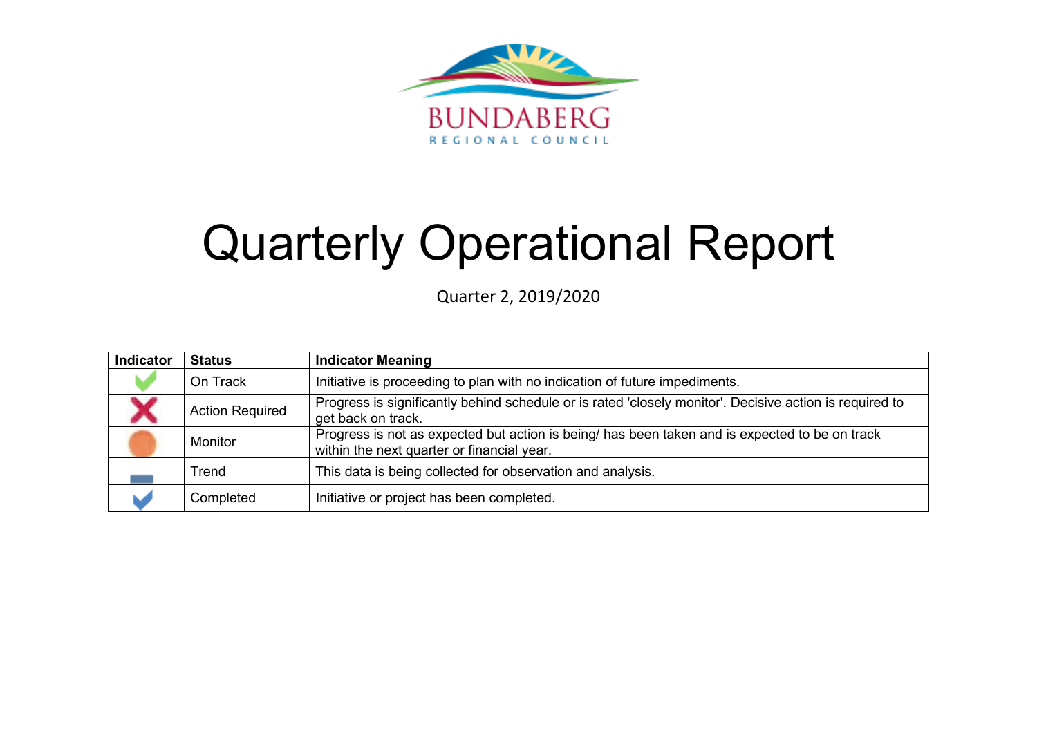BUNDABERG

REGIONAL COUNCIL

# Quarterly Operational Report

Quarter 2, 2019/2020

| Indicator | Status | Indicator Meaning |
|---|---|---|
| | On Track | Initiative is proceeding to plan with no indication of future impediments. |
| | Action Required | Progress is significantly behind schedule or is rated 'closely monitor'. Decisive action is required to get back on track. |
| | Monitor | Progress is not as expected but action is being/ has been taken and is expected to be on track within the next quarter or financial year. |
| | Trend | This data is being collected for observation and analysis. |
| | Completed | Initiative or project has been completed. |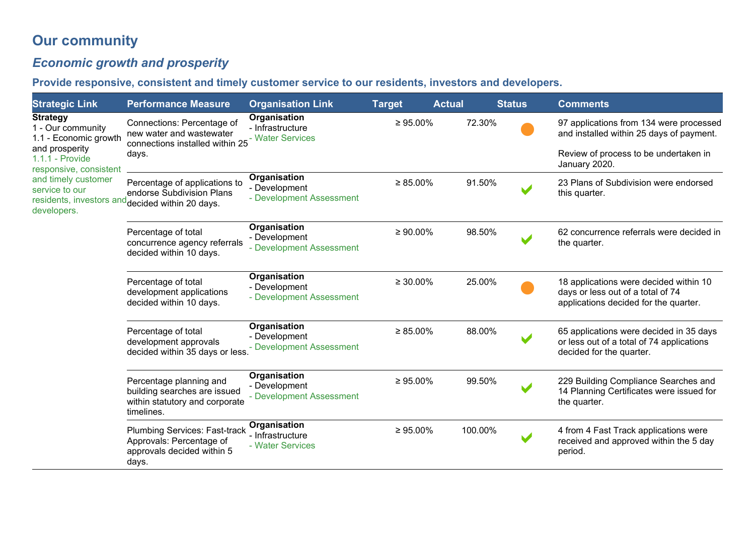# Our community

## *Economic growth and prosperity*

### Provide responsive, consistent and timely customer service to our residents, investors and developers.

| Strategic Link | Performance Measure | Organisation Link | Target | Actual | Status | Comments |
|---|---|---|---|---|---|---|
| **Strategy**<br>1 - Our community<br>1.1 - Economic growth and prosperity<br>1.1.1 - Provide responsive, consistent and timely customer service to our residents, investors and developers. | Connections: Percentage of new water and wastewater connections installed within 25 days. | **Organisation**<br>- Infrastructure<br>- Water Services | ≥ 95.00% | 72.30% | ● | 97 applications from 134 were processed and installed within 25 days of payment.<br><br>Review of process to be undertaken in January 2020. |
| | Percentage of applications to endorse Subdivision Plans decided within 20 days. | **Organisation**<br>- Development<br>- Development Assessment | ≥ 85.00% | 91.50% | ✔ | 23 Plans of Subdivision were endorsed this quarter. |
| | Percentage of total concurrence agency referrals decided within 10 days. | **Organisation**<br>- Development<br>- Development Assessment | ≥ 90.00% | 98.50% | ✔ | 62 concurrence referrals were decided in the quarter. |
| | Percentage of total development applications decided within 10 days. | **Organisation**<br>- Development<br>- Development Assessment | ≥ 30.00% | 25.00% | ● | 18 applications were decided within 10 days or less out of a total of 74 applications decided for the quarter. |
| | Percentage of total development approvals decided within 35 days or less. | **Organisation**<br>- Development<br>- Development Assessment | ≥ 85.00% | 88.00% | ✔ | 65 applications were decided in 35 days or less out of a total of 74 applications decided for the quarter. |
| | Percentage planning and building searches are issued within statutory and corporate timelines. | **Organisation**<br>- Development<br>- Development Assessment | ≥ 95.00% | 99.50% | ✔ | 229 Building Compliance Searches and 14 Planning Certificates were issued for the quarter. |
| | Plumbing Services: Fast-track Approvals: Percentage of approvals decided within 5 days. | **Organisation**<br>- Infrastructure<br>- Water Services | ≥ 95.00% | 100.00% | ✔ | 4 from 4 Fast Track applications were received and approved within the 5 day period. |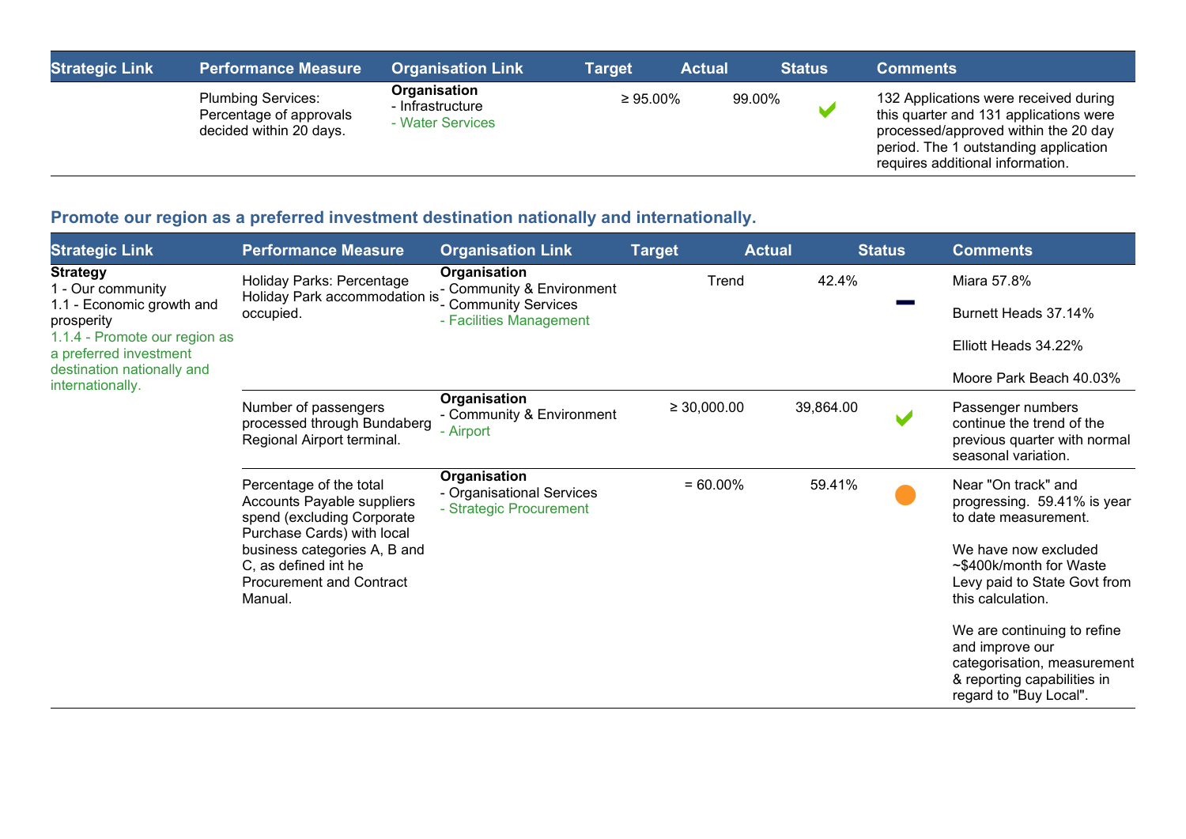| Strategic Link | Performance Measure | Organisation Link | Target | Actual | Status | Comments |
|---|---|---|---|---|---|---|
| | Plumbing Services: Percentage of approvals decided within 20 days. | **Organisation**<br>- Infrastructure<br>- Water Services | ≥ 95.00% | 99.00% | ✔ | 132 Applications were received during this quarter and 131 applications were processed/approved within the 20 day period. The 1 outstanding application requires additional information. |

## Promote our region as a preferred investment destination nationally and internationally.

| Strategic Link | Performance Measure | Organisation Link | Target | Actual | Status | Comments |
|---|---|---|---|---|---|---|
| **Strategy**<br>1 - Our community<br>1.1 - Economic growth and prosperity<br>1.1.4 - Promote our region as a preferred investment destination nationally and internationally. | Holiday Parks: Percentage Holiday Park accommodation is occupied. | **Organisation**<br>- Community & Environment<br>- Community Services<br>- Facilities Management | Trend | 42.4% | ▬ | Miara 57.8%<br><br>Burnett Heads 37.14%<br><br>Elliott Heads 34.22%<br><br>Moore Park Beach 40.03% |
| | Number of passengers processed through Bundaberg Regional Airport terminal. | **Organisation**<br>- Community & Environment<br>- Airport | ≥ 30,000.00 | 39,864.00 | ✔ | Passenger numbers continue the trend of the previous quarter with normal seasonal variation. |
| | Percentage of the total Accounts Payable suppliers spend (excluding Corporate Purchase Cards) with local business categories A, B and C, as defined int he Procurement and Contract Manual. | **Organisation**<br>- Organisational Services<br>- Strategic Procurement | = 60.00% | 59.41% | ● | Near "On track" and progressing. 59.41% is year to date measurement.<br><br>We have now excluded ~$400k/month for Waste Levy paid to State Govt from this calculation.<br><br>We are continuing to refine and improve our categorisation, measurement & reporting capabilities in regard to "Buy Local". |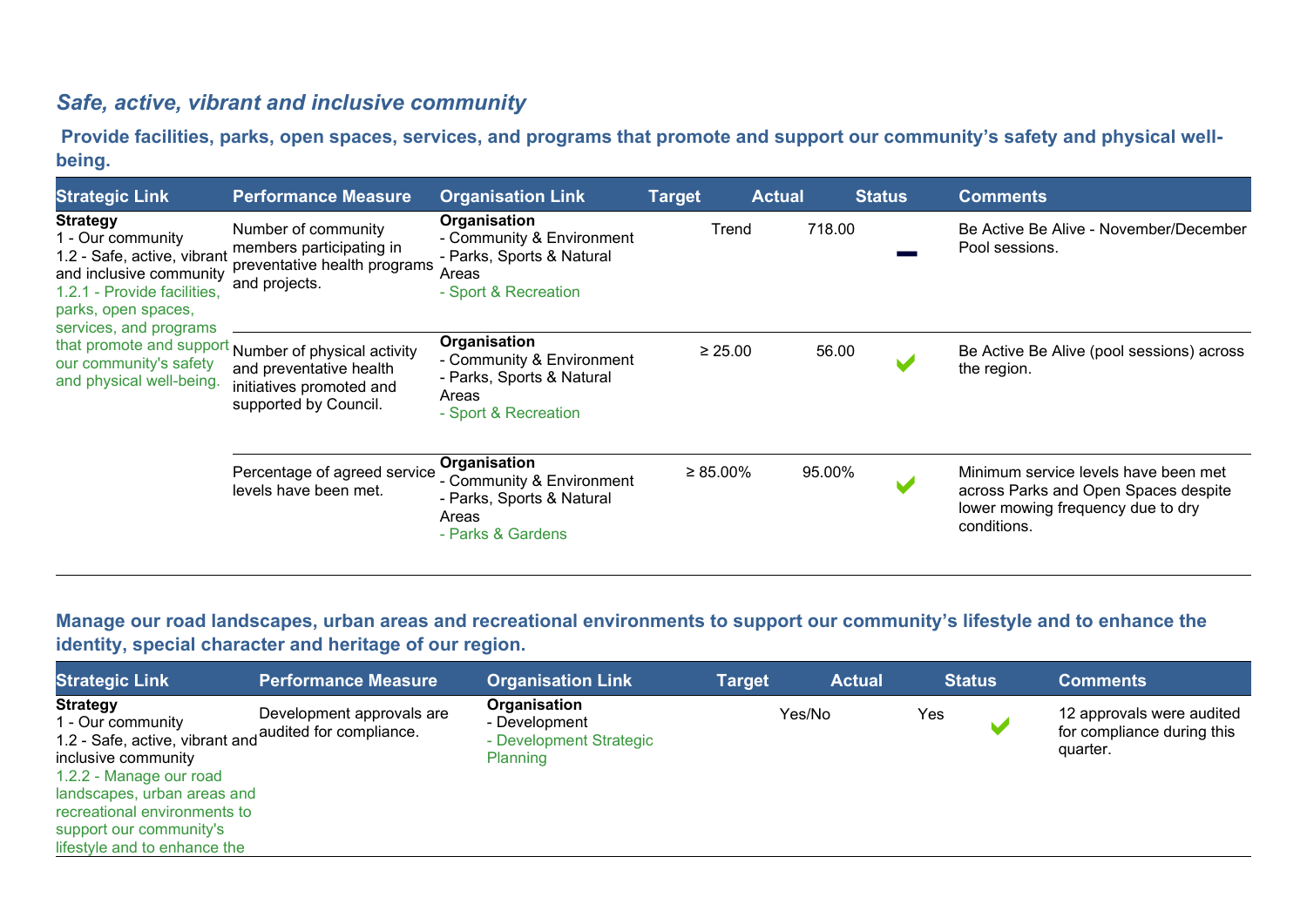## *Safe, active, vibrant and inclusive community*

### Provide facilities, parks, open spaces, services, and programs that promote and support our community's safety and physical well-being.

| Strategic Link | Performance Measure | Organisation Link | Target | Actual | Status | Comments |
|---|---|---|---|---|---|---|
| **Strategy**<br>1 - Our community<br>1.2 - Safe, active, vibrant and inclusive community<br>1.2.1 - Provide facilities, parks, open spaces, services, and programs that promote and support our community's safety and physical well-being. | Number of community members participating in preventative health programs and projects. | **Organisation**<br>- Community & Environment<br>- Parks, Sports & Natural Areas<br>- Sport & Recreation | Trend | 718.00 | — | Be Active Be Alive - November/December Pool sessions. |
| | Number of physical activity and preventative health initiatives promoted and supported by Council. | **Organisation**<br>- Community & Environment<br>- Parks, Sports & Natural Areas<br>- Sport & Recreation | ≥ 25.00 | 56.00 | ✔ | Be Active Be Alive (pool sessions) across the region. |
| | Percentage of agreed service levels have been met. | **Organisation**<br>- Community & Environment<br>- Parks, Sports & Natural Areas<br>- Parks & Gardens | ≥ 85.00% | 95.00% | ✔ | Minimum service levels have been met across Parks and Open Spaces despite lower mowing frequency due to dry conditions. |

### Manage our road landscapes, urban areas and recreational environments to support our community's lifestyle and to enhance the identity, special character and heritage of our region.

| Strategic Link | Performance Measure | Organisation Link | Target | Actual | Status | Comments |
|---|---|---|---|---|---|---|
| **Strategy**<br>1 - Our community<br>1.2 - Safe, active, vibrant and inclusive community<br>1.2.2 - Manage our road landscapes, urban areas and recreational environments to support our community's lifestyle and to enhance the | Development approvals are audited for compliance. | **Organisation**<br>- Development<br>- Development Strategic Planning | Yes/No | Yes | ✔ | 12 approvals were audited for compliance during this quarter. |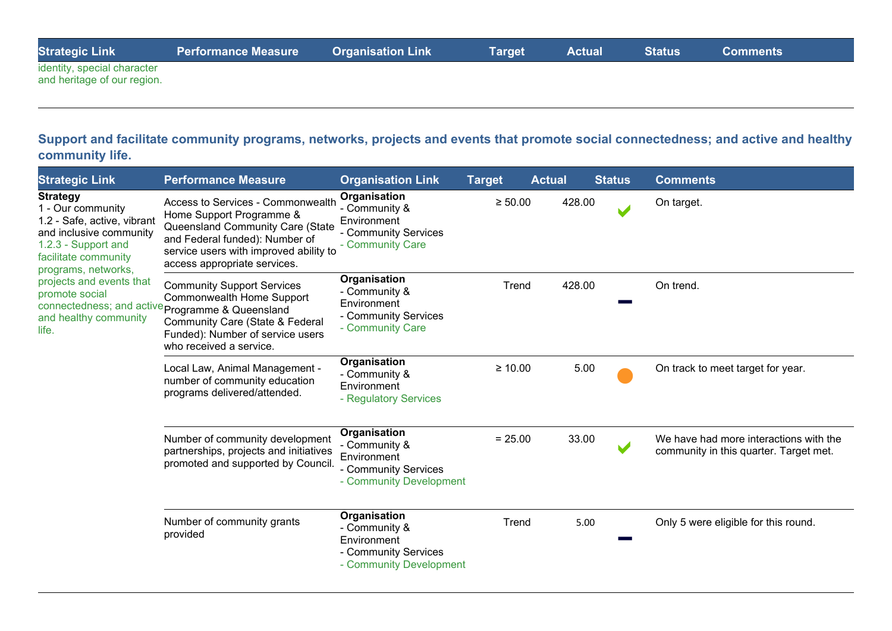| Strategic Link | Performance Measure | Organisation Link | Target | Actual | Status | Comments |
|---|---|---|---|---|---|---|
| identity, special character and heritage of our region. | | | | | | |

## Support and facilitate community programs, networks, projects and events that promote social connectedness; and active and healthy community life.

| Strategic Link | Performance Measure | Organisation Link | Target | Actual | Status | Comments |
|---|---|---|---|---|---|---|
| **Strategy** 1 - Our community 1.2 - Safe, active, vibrant and inclusive community 1.2.3 - Support and facilitate community programs, networks, projects and events that promote social connectedness; and active and healthy community life. | Access to Services - Commonwealth Home Support Programme & Queensland Community Care (State and Federal funded): Number of service users with improved ability to access appropriate services. | **Organisation** - Community & Environment - Community Services - Community Care | ≥ 50.00 | 428.00 | ✔ | On target. |
| | Community Support Services Commonwealth Home Support Programme & Queensland Community Care (State & Federal Funded): Number of service users who received a service. | **Organisation** - Community & Environment - Community Services - Community Care | Trend | 428.00 | — | On trend. |
| | Local Law, Animal Management - number of community education programs delivered/attended. | **Organisation** - Community & Environment - Regulatory Services | ≥ 10.00 | 5.00 | ● | On track to meet target for year. |
| | Number of community development partnerships, projects and initiatives promoted and supported by Council. | **Organisation** - Community & Environment - Community Services - Community Development | = 25.00 | 33.00 | ✔ | We have had more interactions with the community in this quarter. Target met. |
| | Number of community grants provided | **Organisation** - Community & Environment - Community Services - Community Development | Trend | 5.00 | — | Only 5 were eligible for this round. |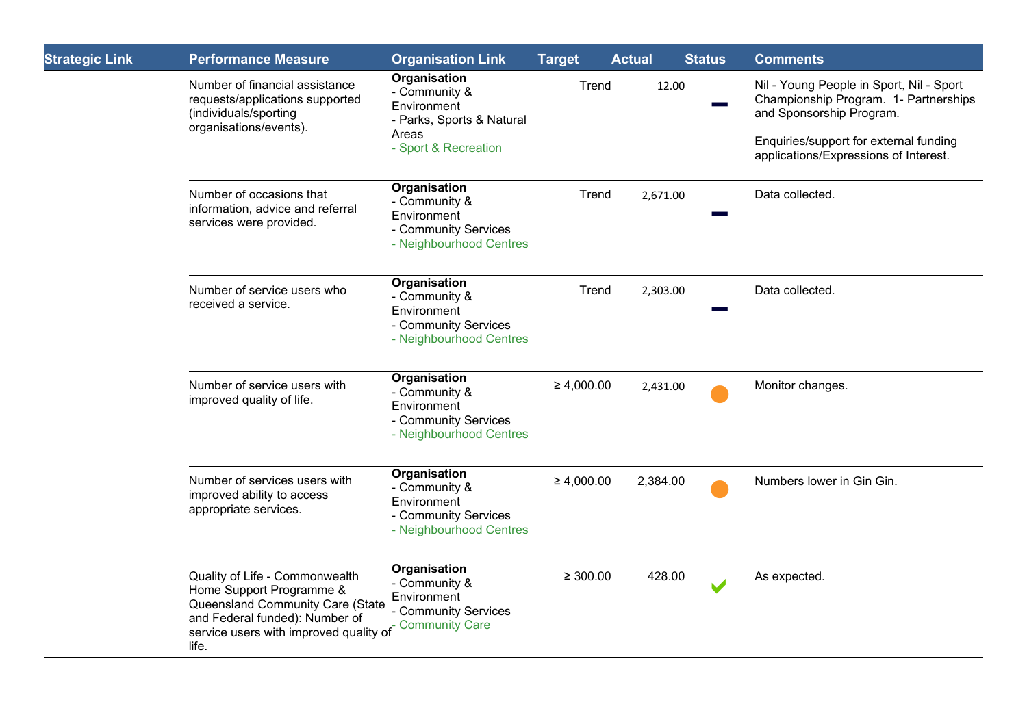| Strategic Link | Performance Measure | Organisation Link | Target | Actual | Status | Comments |
| --- | --- | --- | --- | --- | --- | --- |
| | Number of financial assistance requests/applications supported (individuals/sporting organisations/events). | **Organisation**<br>- Community & Environment<br>- Parks, Sports & Natural Areas<br>- Sport & Recreation | Trend | 12.00 | — | Nil - Young People in Sport, Nil - Sport Championship Program. 1- Partnerships and Sponsorship Program.<br><br>Enquiries/support for external funding applications/Expressions of Interest. |
| | Number of occasions that information, advice and referral services were provided. | **Organisation**<br>- Community & Environment<br>- Community Services<br>- Neighbourhood Centres | Trend | 2,671.00 | — | Data collected. |
| | Number of service users who received a service. | **Organisation**<br>- Community & Environment<br>- Community Services<br>- Neighbourhood Centres | Trend | 2,303.00 | — | Data collected. |
| | Number of service users with improved quality of life. | **Organisation**<br>- Community & Environment<br>- Community Services<br>- Neighbourhood Centres | ≥ 4,000.00 | 2,431.00 | ● | Monitor changes. |
| | Number of services users with improved ability to access appropriate services. | **Organisation**<br>- Community & Environment<br>- Community Services<br>- Neighbourhood Centres | ≥ 4,000.00 | 2,384.00 | ● | Numbers lower in Gin Gin. |
| | Quality of Life - Commonwealth Home Support Programme & Queensland Community Care (State and Federal funded): Number of service users with improved quality of life. | **Organisation**<br>- Community & Environment<br>- Community Services<br>- Community Care | ≥ 300.00 | 428.00 | ✔ | As expected. |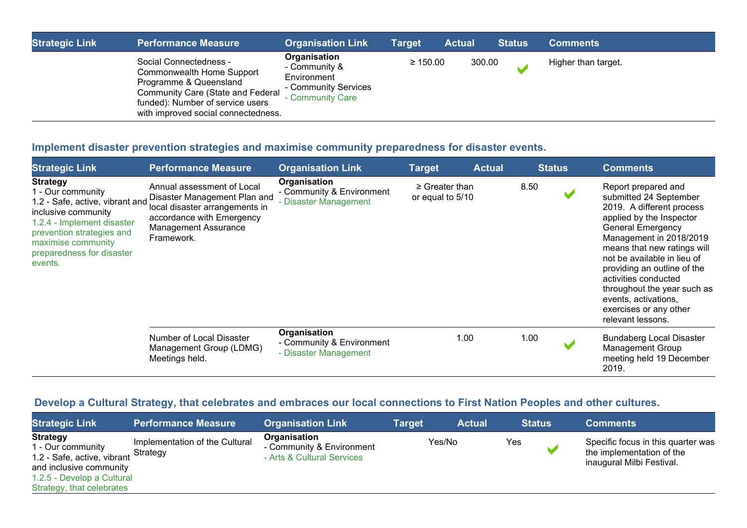| Strategic Link | Performance Measure | Organisation Link | Target | Actual | Status | Comments |
|---|---|---|---|---|---|---|
| | Social Connectedness - Commonwealth Home Support Programme & Queensland Community Care (State and Federal funded): Number of service users with improved social connectedness. | **Organisation**<br>- Community & Environment<br>- Community Services<br>- Community Care | ≥ 150.00 | 300.00 | ✔ | Higher than target. |

## Implement disaster prevention strategies and maximise community preparedness for disaster events.

| Strategic Link | Performance Measure | Organisation Link | Target | Actual | Status | Comments |
|---|---|---|---|---|---|---|
| **Strategy**<br>1 - Our community<br>1.2 - Safe, active, vibrant and inclusive community<br>1.2.4 - Implement disaster prevention strategies and maximise community preparedness for disaster events. | Annual assessment of Local Disaster Management Plan and local disaster arrangements in accordance with Emergency Management Assurance Framework. | **Organisation**<br>- Community & Environment<br>- Disaster Management | ≥ Greater than or equal to 5/10 | 8.50 | ✔ | Report prepared and submitted 24 September 2019. A different process applied by the Inspector General Emergency Management in 2018/2019 means that new ratings will not be available in lieu of providing an outline of the activities conducted throughout the year such as events, activations, exercises or any other relevant lessons. |
| | Number of Local Disaster Management Group (LDMG) Meetings held. | **Organisation**<br>- Community & Environment<br>- Disaster Management | 1.00 | 1.00 | ✔ | Bundaberg Local Disaster Management Group meeting held 19 December 2019. |

## Develop a Cultural Strategy, that celebrates and embraces our local connections to First Nation Peoples and other cultures.

| Strategic Link | Performance Measure | Organisation Link | Target | Actual | Status | Comments |
|---|---|---|---|---|---|---|
| **Strategy**<br>1 - Our community<br>1.2 - Safe, active, vibrant and inclusive community<br>1.2.5 - Develop a Cultural Strategy, that celebrates | Implementation of the Cultural Strategy | **Organisation**<br>- Community & Environment<br>- Arts & Cultural Services | Yes/No | Yes | ✔ | Specific focus in this quarter was the implementation of the inaugural Milbi Festival. |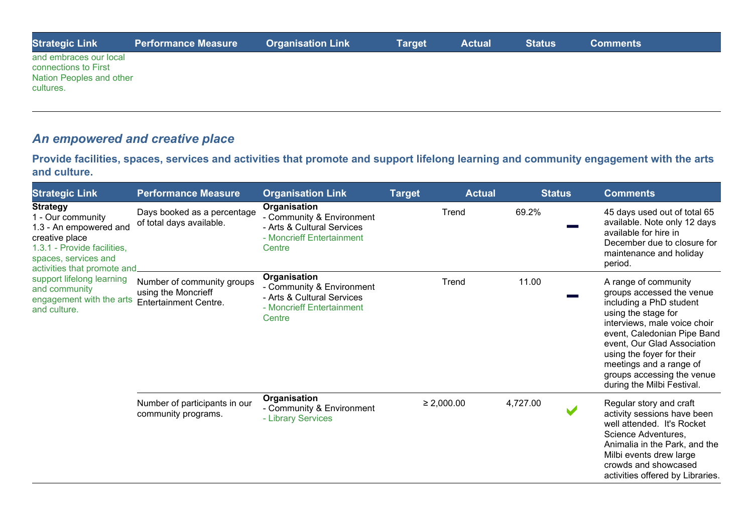| Strategic Link | Performance Measure | Organisation Link | Target | Actual | Status | Comments |
|---|---|---|---|---|---|---|
| and embraces our local connections to First Nation Peoples and other cultures. | | | | | | |

## *An empowered and creative place*

### Provide facilities, spaces, services and activities that promote and support lifelong learning and community engagement with the arts and culture.

| Strategic Link | Performance Measure | Organisation Link | Target | Actual | Status | Comments |
|---|---|---|---|---|---|---|
| **Strategy**<br>1 - Our community<br>1.3 - An empowered and creative place<br>1.3.1 - Provide facilities, spaces, services and activities that promote and support lifelong learning and community engagement with the arts and culture. | Days booked as a percentage of total days available. | **Organisation**<br>- Community & Environment<br>- Arts & Cultural Services<br>- Moncrieff Entertainment Centre | Trend | 69.2% | — | 45 days used out of total 65 available. Note only 12 days available for hire in December due to closure for maintenance and holiday period. |
| | Number of community groups using the Moncrieff Entertainment Centre. | **Organisation**<br>- Community & Environment<br>- Arts & Cultural Services<br>- Moncrieff Entertainment Centre | Trend | 11.00 | — | A range of community groups accessed the venue including a PhD student using the stage for interviews, male voice choir event, Caledonian Pipe Band event, Our Glad Association using the foyer for their meetings and a range of groups accessing the venue during the Milbi Festival. |
| | Number of participants in our community programs. | **Organisation**<br>- Community & Environment<br>- Library Services | ≥ 2,000.00 | 4,727.00 | ✔ | Regular story and craft activity sessions have been well attended. It's Rocket Science Adventures, Animalia in the Park, and the Milbi events drew large crowds and showcased activities offered by Libraries. |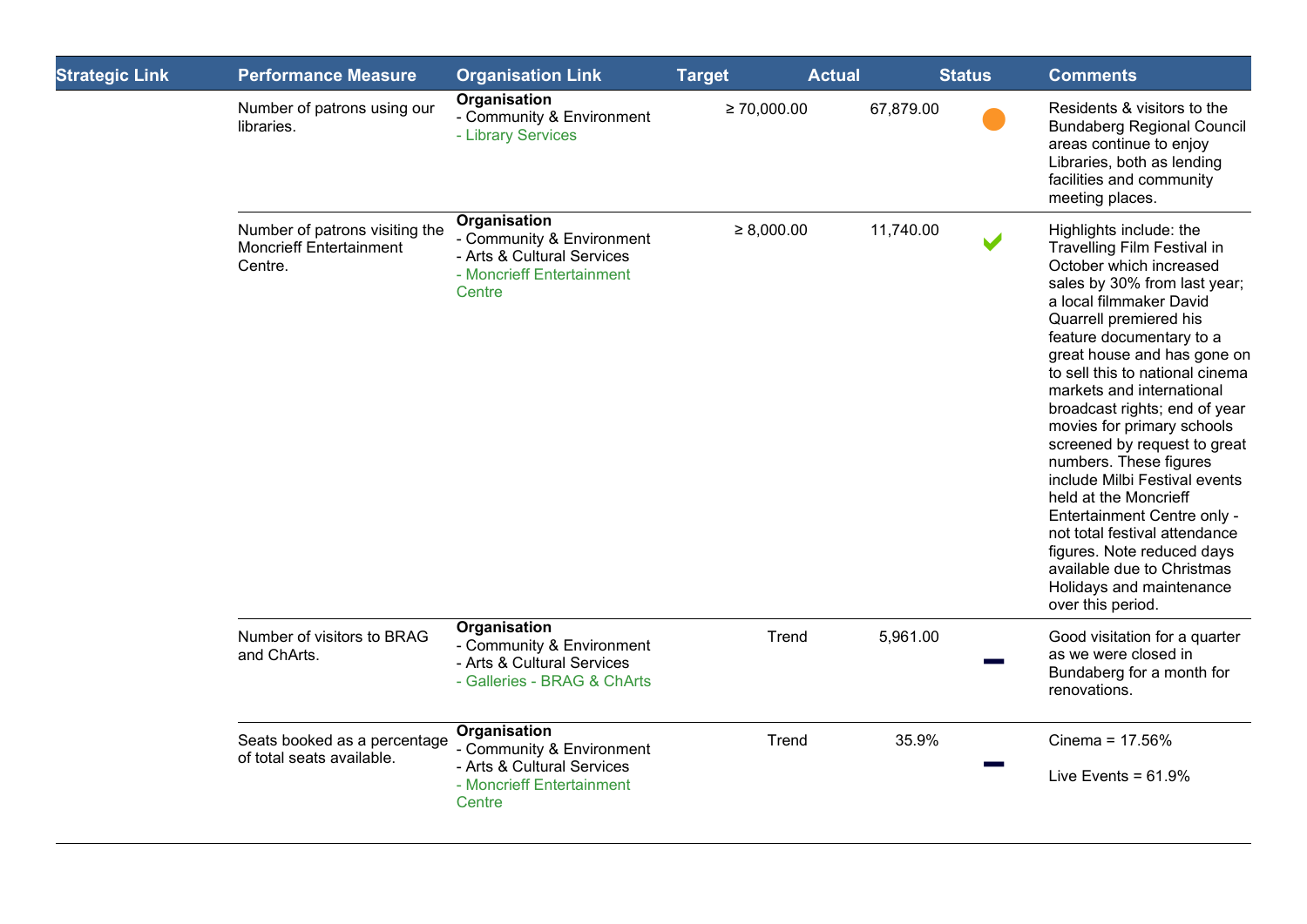| Strategic Link | Performance Measure | Organisation Link | Target | Actual | Status | Comments |
|---|---|---|---|---|---|---|
| | Number of patrons using our libraries. | **Organisation**<br>- Community & Environment<br>- Library Services | ≥ 70,000.00 | 67,879.00 | ● | Residents & visitors to the Bundaberg Regional Council areas continue to enjoy Libraries, both as lending facilities and community meeting places. |
| | Number of patrons visiting the Moncrieff Entertainment Centre. | **Organisation**<br>- Community & Environment<br>- Arts & Cultural Services<br>- Moncrieff Entertainment Centre | ≥ 8,000.00 | 11,740.00 | ✔ | Highlights include: the Travelling Film Festival in October which increased sales by 30% from last year; a local filmmaker David Quarrell premiered his feature documentary to a great house and has gone on to sell this to national cinema markets and international broadcast rights; end of year movies for primary schools screened by request to great numbers. These figures include Milbi Festival events held at the Moncrieff Entertainment Centre only - not total festival attendance figures. Note reduced days available due to Christmas Holidays and maintenance over this period. |
| | Number of visitors to BRAG and ChArts. | **Organisation**<br>- Community & Environment<br>- Arts & Cultural Services<br>- Galleries - BRAG & ChArts | Trend | 5,961.00 | ▬ | Good visitation for a quarter as we were closed in Bundaberg for a month for renovations. |
| | Seats booked as a percentage of total seats available. | **Organisation**<br>- Community & Environment<br>- Arts & Cultural Services<br>- Moncrieff Entertainment Centre | Trend | 35.9% | ▬ | Cinema = 17.56%<br><br>Live Events = 61.9% |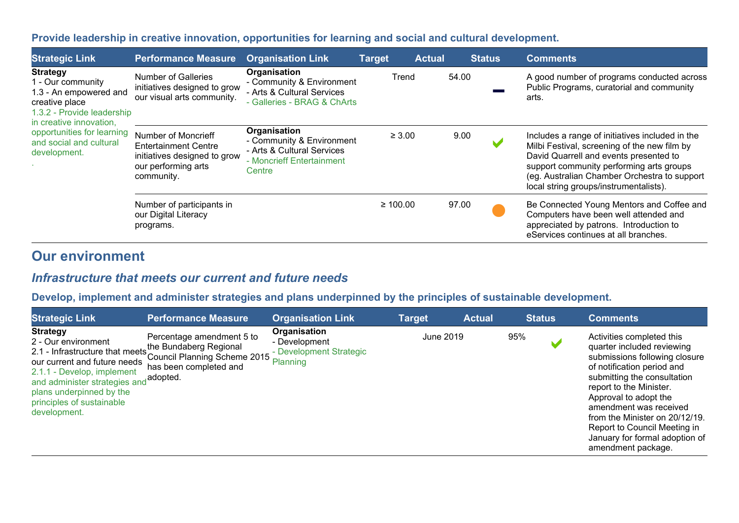### Provide leadership in creative innovation, opportunities for learning and social and cultural development.

| Strategic Link | Performance Measure | Organisation Link | Target | Actual | Status | Comments |
|---|---|---|---|---|---|---|
| **Strategy**<br>1 - Our community<br>1.3 - An empowered and creative place<br>1.3.2 - Provide leadership in creative innovation, opportunities for learning and social and cultural development.<br>. | Number of Galleries initiatives designed to grow our visual arts community. | **Organisation**<br>- Community & Environment<br>- Arts & Cultural Services<br>- Galleries - BRAG & ChArts | Trend | 54.00 | — | A good number of programs conducted across Public Programs, curatorial and community arts. |
| | Number of Moncrieff Entertainment Centre initiatives designed to grow our performing arts community. | **Organisation**<br>- Community & Environment<br>- Arts & Cultural Services<br>- Moncrieff Entertainment Centre | ≥ 3.00 | 9.00 | ✔ | Includes a range of initiatives included in the Milbi Festival, screening of the new film by David Quarrell and events presented to support community performing arts groups (eg. Australian Chamber Orchestra to support local string groups/instrumentalists). |
| | Number of participants in our Digital Literacy programs. | | ≥ 100.00 | 97.00 | ● | Be Connected Young Mentors and Coffee and Computers have been well attended and appreciated by patrons. Introduction to eServices continues at all branches. |

## Our environment

### *Infrastructure that meets our current and future needs*

### Develop, implement and administer strategies and plans underpinned by the principles of sustainable development.

| Strategic Link | Performance Measure | Organisation Link | Target | Actual | Status | Comments |
|---|---|---|---|---|---|---|
| **Strategy**<br>2 - Our environment<br>2.1 - Infrastructure that meets our current and future needs<br>2.1.1 - Develop, implement and administer strategies and plans underpinned by the principles of sustainable development. | Percentage amendment 5 to the Bundaberg Regional Council Planning Scheme 2015 has been completed and adopted. | **Organisation**<br>- Development<br>- Development Strategic Planning | June 2019 | 95% | ✔ | Activities completed this quarter included reviewing submissions following closure of notification period and submitting the consultation report to the Minister. Approval to adopt the amendment was received from the Minister on 20/12/19. Report to Council Meeting in January for formal adoption of amendment package. |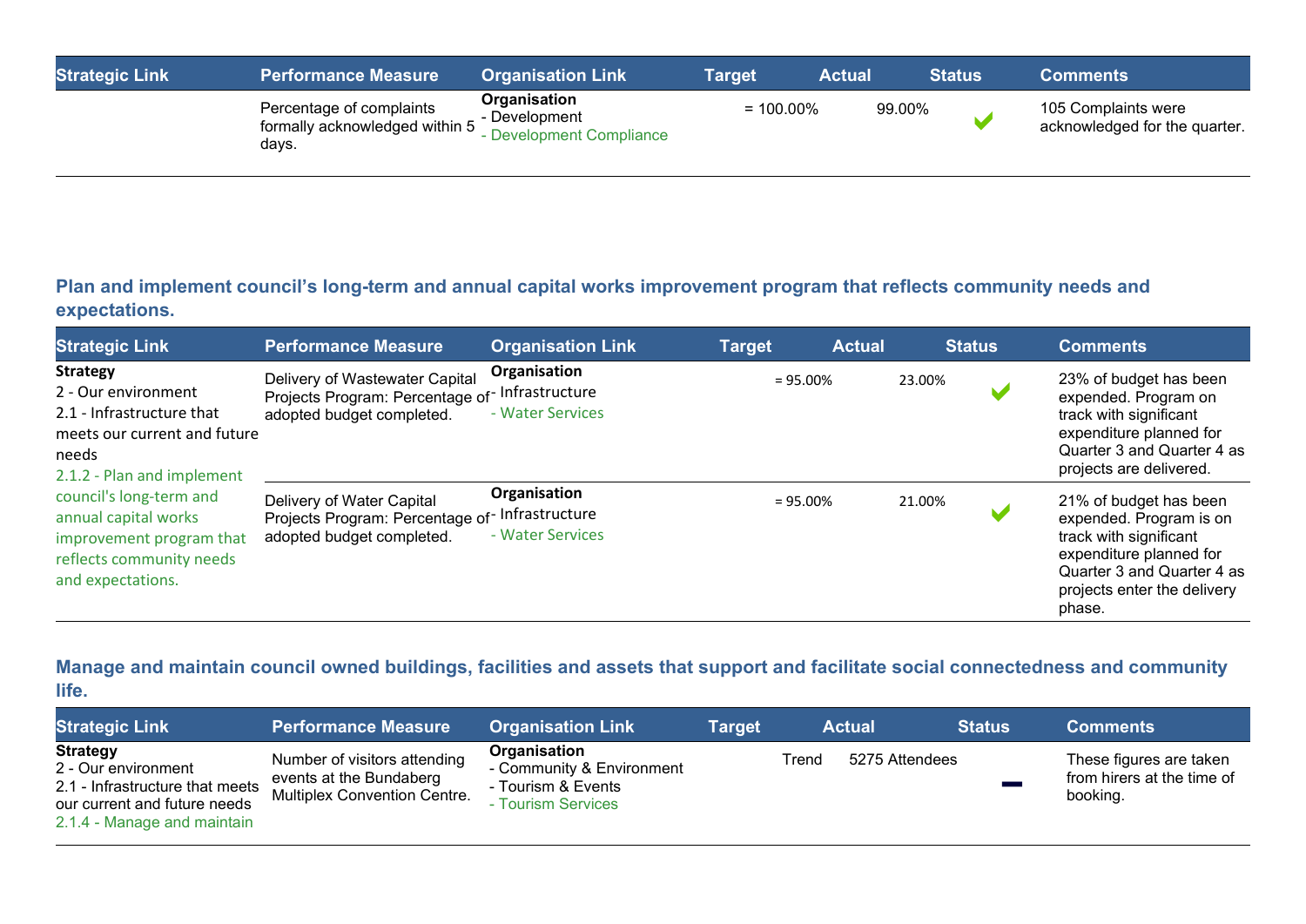| Strategic Link | Performance Measure | Organisation Link | Target | Actual | Status | Comments |
|---|---|---|---|---|---|---|
| | Percentage of complaints formally acknowledged within 5 days. | **Organisation**<br>- Development<br>- Development Compliance | = 100.00% | 99.00% | ✔ | 105 Complaints were acknowledged for the quarter. |

### Plan and implement council's long-term and annual capital works improvement program that reflects community needs and expectations.

| Strategic Link | Performance Measure | Organisation Link | Target | Actual | Status | Comments |
|---|---|---|---|---|---|---|
| **Strategy**<br>2 - Our environment<br>2.1 - Infrastructure that meets our current and future needs<br>2.1.2 - Plan and implement council's long-term and annual capital works improvement program that reflects community needs and expectations. | Delivery of Wastewater Capital Projects Program: Percentage of adopted budget completed. | **Organisation**<br>- Infrastructure<br>- Water Services | = 95.00% | 23.00% | ✔ | 23% of budget has been expended. Program on track with significant expenditure planned for Quarter 3 and Quarter 4 as projects are delivered. |
| | Delivery of Water Capital Projects Program: Percentage of adopted budget completed. | **Organisation**<br>- Infrastructure<br>- Water Services | = 95.00% | 21.00% | ✔ | 21% of budget has been expended. Program is on track with significant expenditure planned for Quarter 3 and Quarter 4 as projects enter the delivery phase. |

### Manage and maintain council owned buildings, facilities and assets that support and facilitate social connectedness and community life.

| Strategic Link | Performance Measure | Organisation Link | Target | Actual | Status | Comments |
|---|---|---|---|---|---|---|
| **Strategy**<br>2 - Our environment<br>2.1 - Infrastructure that meets our current and future needs<br>2.1.4 - Manage and maintain | Number of visitors attending events at the Bundaberg Multiplex Convention Centre. | **Organisation**<br>- Community & Environment<br>- Tourism & Events<br>- Tourism Services | Trend | 5275 Attendees | — | These figures are taken from hirers at the time of booking. |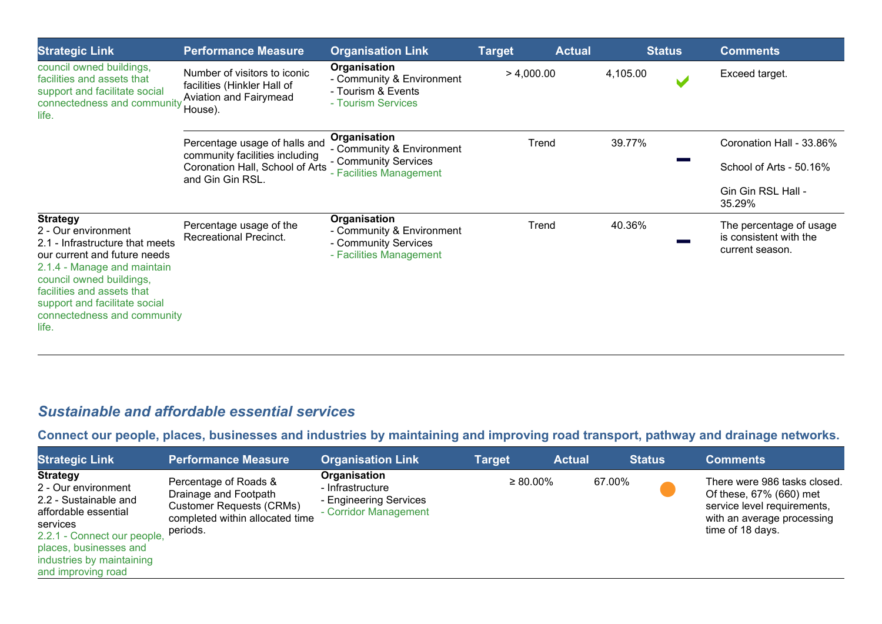| Strategic Link | Performance Measure | Organisation Link | Target | Actual | Status | Comments |
|---|---|---|---|---|---|---|
| council owned buildings, facilities and assets that support and facilitate social connectedness and community life. | Number of visitors to iconic facilities (Hinkler Hall of Aviation and Fairymead House). | **Organisation**<br>- Community & Environment<br>- Tourism & Events<br>- Tourism Services | > 4,000.00 | 4,105.00 | ✔ | Exceed target. |
| | Percentage usage of halls and community facilities including Coronation Hall, School of Arts and Gin Gin RSL. | **Organisation**<br>- Community & Environment<br>- Community Services<br>- Facilities Management | Trend | 39.77% | — | Coronation Hall - 33.86%<br>School of Arts - 50.16%<br>Gin Gin RSL Hall - 35.29% |
| **Strategy**<br>2 - Our environment<br>2.1 - Infrastructure that meets our current and future needs<br>2.1.4 - Manage and maintain council owned buildings, facilities and assets that support and facilitate social connectedness and community life. | Percentage usage of the Recreational Precinct. | **Organisation**<br>- Community & Environment<br>- Community Services<br>- Facilities Management | Trend | 40.36% | — | The percentage of usage is consistent with the current season. |

## *Sustainable and affordable essential services*

### Connect our people, places, businesses and industries by maintaining and improving road transport, pathway and drainage networks.

| Strategic Link | Performance Measure | Organisation Link | Target | Actual | Status | Comments |
|---|---|---|---|---|---|---|
| **Strategy**<br>2 - Our environment<br>2.2 - Sustainable and affordable essential services<br>2.2.1 - Connect our people, places, businesses and industries by maintaining and improving road | Percentage of Roads & Drainage and Footpath Customer Requests (CRMs) completed within allocated time periods. | **Organisation**<br>- Infrastructure<br>- Engineering Services<br>- Corridor Management | ≥ 80.00% | 67.00% | ● | There were 986 tasks closed. Of these, 67% (660) met service level requirements, with an average processing time of 18 days. |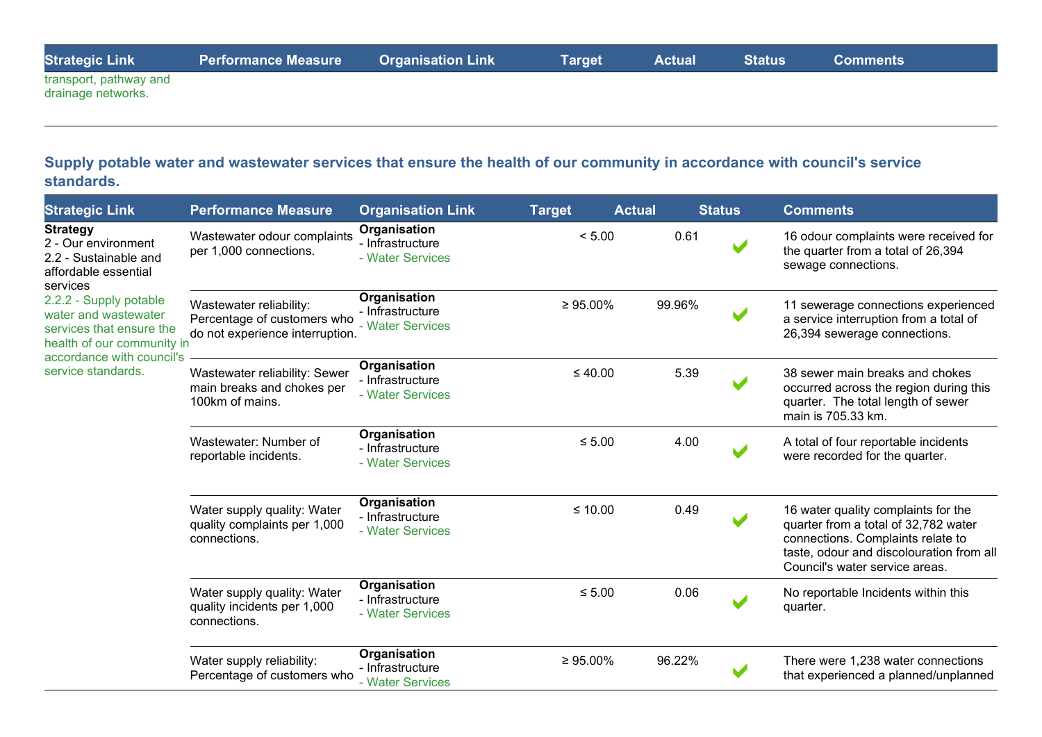| Strategic Link | Performance Measure | Organisation Link | Target | Actual | Status | Comments |
|---|---|---|---|---|---|---|
| transport, pathway and drainage networks. | | | | | | |

**Supply potable water and wastewater services that ensure the health of our community in accordance with council's service standards.**

| Strategic Link | Performance Measure | Organisation Link | Target | Actual | Status | Comments |
|---|---|---|---|---|---|---|
| **Strategy** 2 - Our environment 2.2 - Sustainable and affordable essential services 2.2.2 - Supply potable water and wastewater services that ensure the health of our community in accordance with council's service standards. | Wastewater odour complaints per 1,000 connections. | **Organisation** - Infrastructure - Water Services | < 5.00 | 0.61 | ✔ | 16 odour complaints were received for the quarter from a total of 26,394 sewage connections. |
| | Wastewater reliability: Percentage of customers who do not experience interruption. | **Organisation** - Infrastructure - Water Services | ≥ 95.00% | 99.96% | ✔ | 11 sewerage connections experienced a service interruption from a total of 26,394 sewerage connections. |
| | Wastewater reliability: Sewer main breaks and chokes per 100km of mains. | **Organisation** - Infrastructure - Water Services | ≤ 40.00 | 5.39 | ✔ | 38 sewer main breaks and chokes occurred across the region during this quarter. The total length of sewer main is 705.33 km. |
| | Wastewater: Number of reportable incidents. | **Organisation** - Infrastructure - Water Services | ≤ 5.00 | 4.00 | ✔ | A total of four reportable incidents were recorded for the quarter. |
| | Water supply quality: Water quality complaints per 1,000 connections. | **Organisation** - Infrastructure - Water Services | ≤ 10.00 | 0.49 | ✔ | 16 water quality complaints for the quarter from a total of 32,782 water connections. Complaints relate to taste, odour and discolouration from all Council's water service areas. |
| | Water supply quality: Water quality incidents per 1,000 connections. | **Organisation** - Infrastructure - Water Services | ≤ 5.00 | 0.06 | ✔ | No reportable Incidents within this quarter. |
| | Water supply reliability: Percentage of customers who | **Organisation** - Infrastructure - Water Services | ≥ 95.00% | 96.22% | ✔ | There were 1,238 water connections that experienced a planned/unplanned |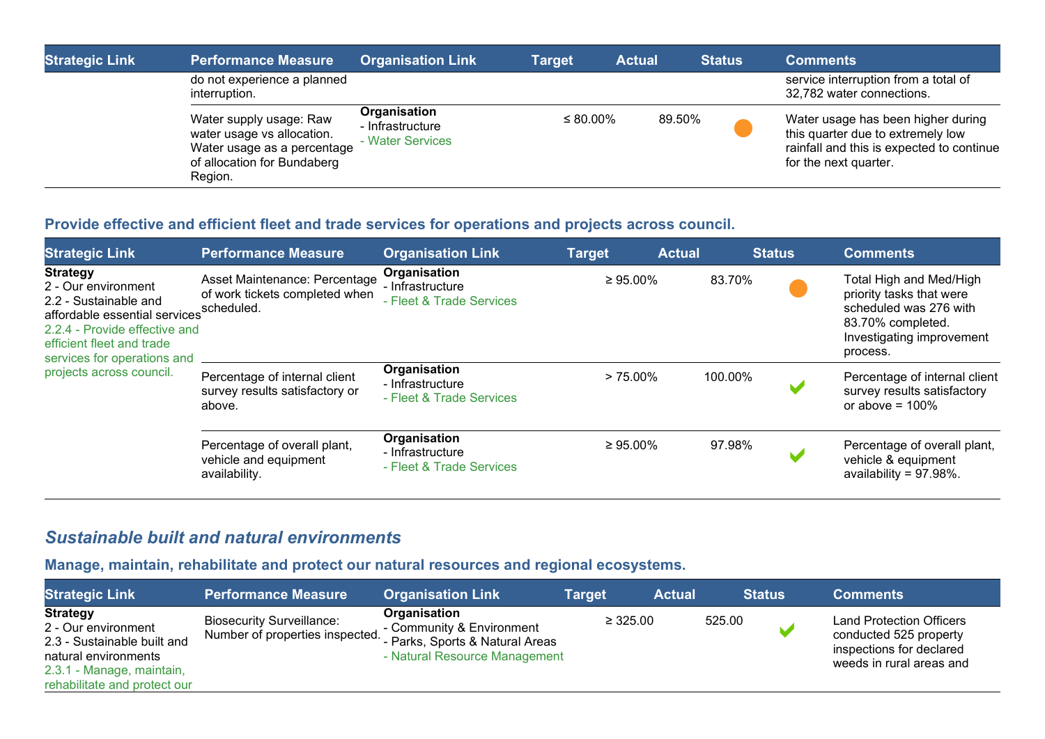| Strategic Link | Performance Measure | Organisation Link | Target | Actual | Status | Comments |
|---|---|---|---|---|---|---|
| | do not experience a planned interruption. | | | | | service interruption from a total of 32,782 water connections. |
| | Water supply usage: Raw water usage vs allocation. Water usage as a percentage of allocation for Bundaberg Region. | **Organisation**<br>- Infrastructure<br>- Water Services | ≤ 80.00% | 89.50% | ● | Water usage has been higher during this quarter due to extremely low rainfall and this is expected to continue for the next quarter. |

### Provide effective and efficient fleet and trade services for operations and projects across council.

| Strategic Link | Performance Measure | Organisation Link | Target | Actual | Status | Comments |
|---|---|---|---|---|---|---|
| **Strategy**<br>2 - Our environment<br>2.2 - Sustainable and affordable essential services<br>2.2.4 - Provide effective and efficient fleet and trade services for operations and projects across council. | Asset Maintenance: Percentage of work tickets completed when scheduled. | **Organisation**<br>- Infrastructure<br>- Fleet & Trade Services | ≥ 95.00% | 83.70% | ● | Total High and Med/High priority tasks that were scheduled was 276 with 83.70% completed. Investigating improvement process. |
| | Percentage of internal client survey results satisfactory or above. | **Organisation**<br>- Infrastructure<br>- Fleet & Trade Services | > 75.00% | 100.00% | ✔ | Percentage of internal client survey results satisfactory or above = 100% |
| | Percentage of overall plant, vehicle and equipment availability. | **Organisation**<br>- Infrastructure<br>- Fleet & Trade Services | ≥ 95.00% | 97.98% | ✔ | Percentage of overall plant, vehicle & equipment availability = 97.98%. |

## *Sustainable built and natural environments*

### Manage, maintain, rehabilitate and protect our natural resources and regional ecosystems.

| Strategic Link | Performance Measure | Organisation Link | Target | Actual | Status | Comments |
|---|---|---|---|---|---|---|
| **Strategy**<br>2 - Our environment<br>2.3 - Sustainable built and natural environments<br>2.3.1 - Manage, maintain, rehabilitate and protect our | Biosecurity Surveillance: Number of properties inspected. | **Organisation**<br>- Community & Environment<br>- Parks, Sports & Natural Areas<br>- Natural Resource Management | ≥ 325.00 | 525.00 | ✔ | Land Protection Officers conducted 525 property inspections for declared weeds in rural areas and |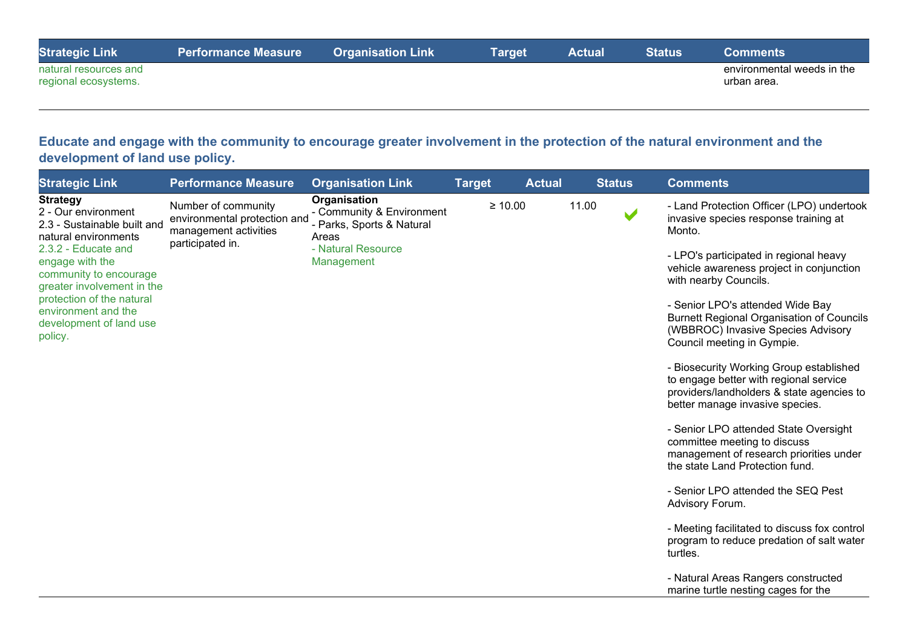| Strategic Link | Performance Measure | Organisation Link | Target | Actual | Status | Comments |
|---|---|---|---|---|---|---|
| natural resources and regional ecosystems. | | | | | | environmental weeds in the urban area. |

### Educate and engage with the community to encourage greater involvement in the protection of the natural environment and the development of land use policy.

| Strategic Link | Performance Measure | Organisation Link | Target | Actual | Status | Comments |
|---|---|---|---|---|---|---|
| **Strategy**<br>2 - Our environment<br>2.3 - Sustainable built and natural environments<br>2.3.2 - Educate and engage with the community to encourage greater involvement in the protection of the natural environment and the development of land use policy. | Number of community environmental protection and management activities participated in. | **Organisation**<br>- Community & Environment<br>- Parks, Sports & Natural Areas<br>- Natural Resource Management | ≥ 10.00 | 11.00 | ✔ | - Land Protection Officer (LPO) undertook invasive species response training at Monto.<br><br>- LPO's participated in regional heavy vehicle awareness project in conjunction with nearby Councils.<br><br>- Senior LPO's attended Wide Bay Burnett Regional Organisation of Councils (WBBROC) Invasive Species Advisory Council meeting in Gympie.<br><br>- Biosecurity Working Group established to engage better with regional service providers/landholders & state agencies to better manage invasive species.<br><br>- Senior LPO attended State Oversight committee meeting to discuss management of research priorities under the state Land Protection fund.<br><br>- Senior LPO attended the SEQ Pest Advisory Forum.<br><br>- Meeting facilitated to discuss fox control program to reduce predation of salt water turtles.<br><br>- Natural Areas Rangers constructed marine turtle nesting cages for the |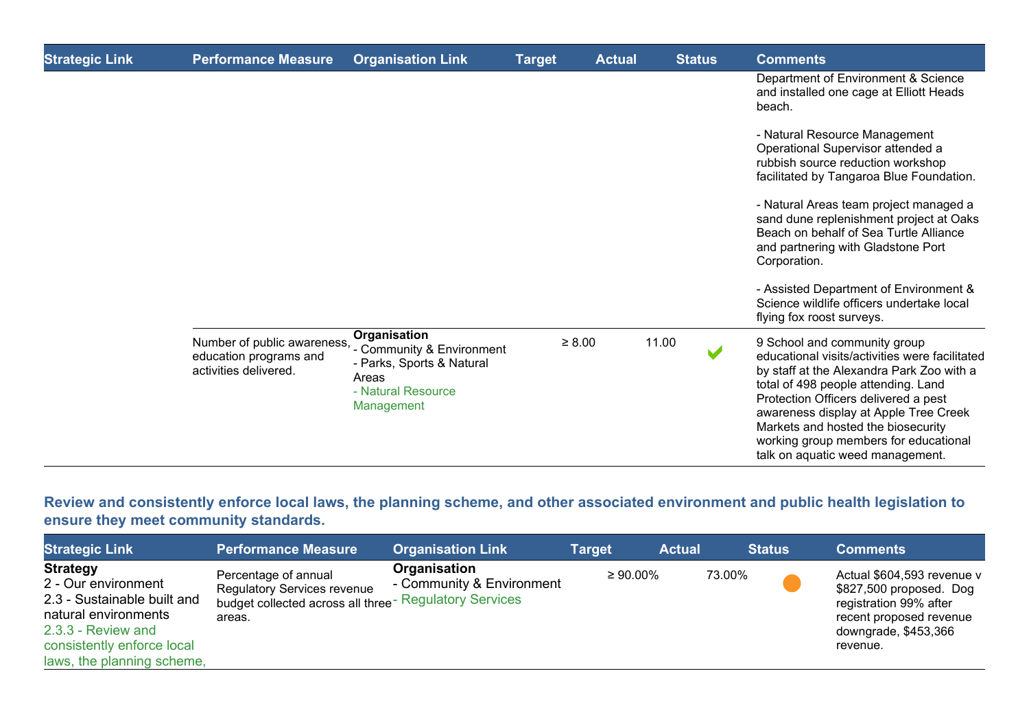| Strategic Link | Performance Measure | Organisation Link | Target | Actual | Status | Comments |
|---|---|---|---|---|---|---|
| | | | | | | Department of Environment & Science and installed one cage at Elliott Heads beach.<br><br>- Natural Resource Management Operational Supervisor attended a rubbish source reduction workshop facilitated by Tangaroa Blue Foundation.<br><br>- Natural Areas team project managed a sand dune replenishment project at Oaks Beach on behalf of Sea Turtle Alliance and partnering with Gladstone Port Corporation.<br><br>- Assisted Department of Environment & Science wildlife officers undertake local flying fox roost surveys. |
| | Number of public awareness, education programs and activities delivered. | **Organisation**<br>- Community & Environment<br>- Parks, Sports & Natural Areas<br>- Natural Resource Management | ≥ 8.00 | 11.00 | ✔ | 9 School and community group educational visits/activities were facilitated by staff at the Alexandra Park Zoo with a total of 498 people attending. Land Protection Officers delivered a pest awareness display at Apple Tree Creek Markets and hosted the biosecurity working group members for educational talk on aquatic weed management. |

## Review and consistently enforce local laws, the planning scheme, and other associated environment and public health legislation to ensure they meet community standards.

| Strategic Link | Performance Measure | Organisation Link | Target | Actual | Status | Comments |
|---|---|---|---|---|---|---|
| **Strategy**<br>2 - Our environment<br>2.3 - Sustainable built and natural environments<br>2.3.3 - Review and consistently enforce local laws, the planning scheme, | Percentage of annual Regulatory Services revenue budget collected across all three areas. | **Organisation**<br>- Community & Environment<br>- Regulatory Services | ≥ 90.00% | 73.00% | ● | Actual $604,593 revenue v $827,500 proposed. Dog registration 99% after recent proposed revenue downgrade, $453,366 revenue. |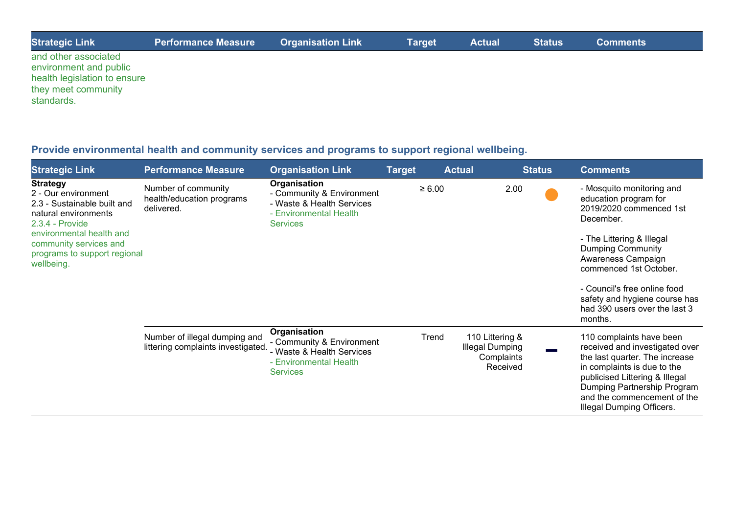| Strategic Link | Performance Measure | Organisation Link | Target | Actual | Status | Comments |
|---|---|---|---|---|---|---|
| and other associated environment and public health legislation to ensure they meet community standards. | | | | | | |

## Provide environmental health and community services and programs to support regional wellbeing.

| Strategic Link | Performance Measure | Organisation Link | Target | Actual | Status | Comments |
|---|---|---|---|---|---|---|
| **Strategy**<br>2 - Our environment<br>2.3 - Sustainable built and natural environments<br>2.3.4 - Provide environmental health and community services and programs to support regional wellbeing. | Number of community health/education programs delivered. | **Organisation**<br>- Community & Environment<br>- Waste & Health Services<br>- Environmental Health Services | ≥ 6.00 | 2.00 | ● | - Mosquito monitoring and education program for 2019/2020 commenced 1st December.<br><br>- The Littering & Illegal Dumping Community Awareness Campaign commenced 1st October.<br><br>- Council's free online food safety and hygiene course has had 390 users over the last 3 months. |
| | Number of illegal dumping and littering complaints investigated. | **Organisation**<br>- Community & Environment<br>- Waste & Health Services<br>- Environmental Health Services | Trend | 110 Littering & Illegal Dumping Complaints Received | — | 110 complaints have been received and investigated over the last quarter. The increase in complaints is due to the publicised Littering & Illegal Dumping Partnership Program and the commencement of the Illegal Dumping Officers. |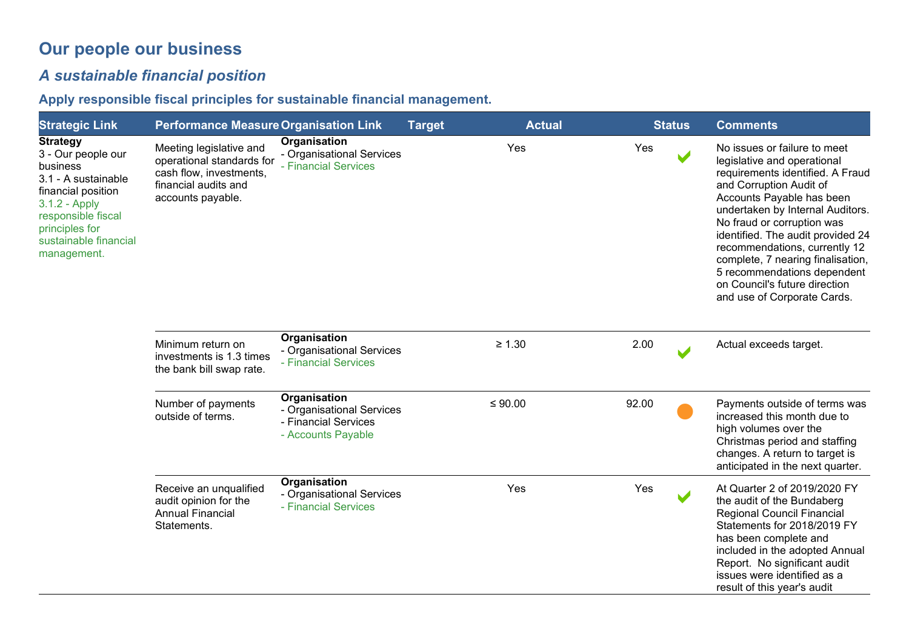# Our people our business

## *A sustainable financial position*

### Apply responsible fiscal principles for sustainable financial management.

| Strategic Link | Performance Measure | Organisation Link | Target | Actual | Status | Comments |
|---|---|---|---|---|---|---|
| **Strategy**<br>3 - Our people our business<br>3.1 - A sustainable financial position<br>3.1.2 - Apply responsible fiscal principles for sustainable financial management. | Meeting legislative and operational standards for cash flow, investments, financial audits and accounts payable. | **Organisation**<br>- Organisational Services<br>- Financial Services | Yes | Yes | ✔ | No issues or failure to meet legislative and operational requirements identified. A Fraud and Corruption Audit of Accounts Payable has been undertaken by Internal Auditors. No fraud or corruption was identified. The audit provided 24 recommendations, currently 12 complete, 7 nearing finalisation, 5 recommendations dependent on Council's future direction and use of Corporate Cards. |
| | Minimum return on investments is 1.3 times the bank bill swap rate. | **Organisation**<br>- Organisational Services<br>- Financial Services | ≥ 1.30 | 2.00 | ✔ | Actual exceeds target. |
| | Number of payments outside of terms. | **Organisation**<br>- Organisational Services<br>- Financial Services<br>- Accounts Payable | ≤ 90.00 | 92.00 | ● | Payments outside of terms was increased this month due to high volumes over the Christmas period and staffing changes. A return to target is anticipated in the next quarter. |
| | Receive an unqualified audit opinion for the Annual Financial Statements. | **Organisation**<br>- Organisational Services<br>- Financial Services | Yes | Yes | ✔ | At Quarter 2 of 2019/2020 FY the audit of the Bundaberg Regional Council Financial Statements for 2018/2019 FY has been complete and included in the adopted Annual Report. No significant audit issues were identified as a result of this year's audit |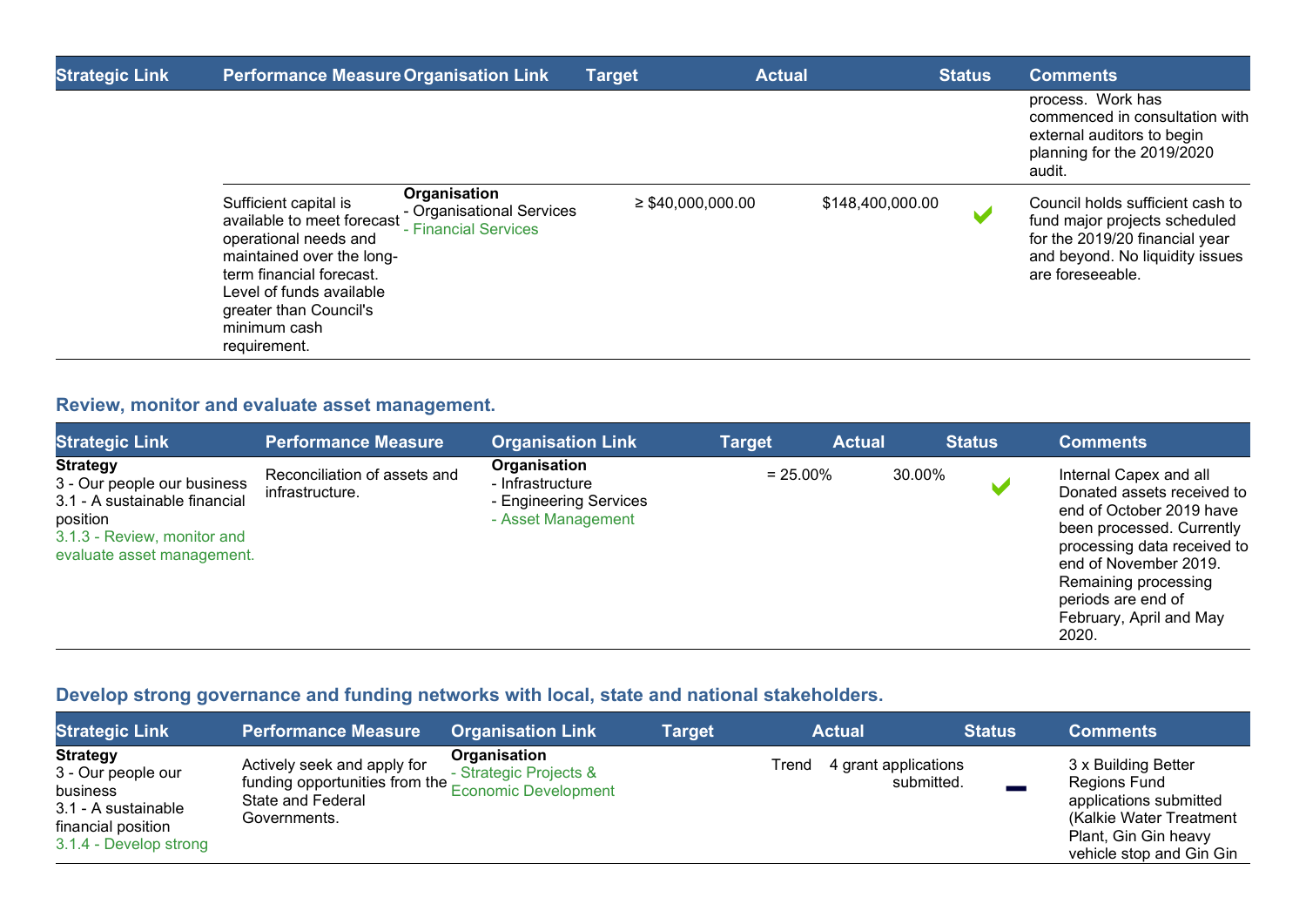| Strategic Link | Performance Measure | Organisation Link | Target | Actual | Status | Comments |
|---|---|---|---|---|---|---|
| | | | | | | process. Work has commenced in consultation with external auditors to begin planning for the 2019/2020 audit. |
| | Sufficient capital is available to meet forecast operational needs and maintained over the long-term financial forecast. Level of funds available greater than Council's minimum cash requirement. | **Organisation**<br>- Organisational Services<br>- Financial Services | ≥ $40,000,000.00 | $148,400,000.00 | ✔ | Council holds sufficient cash to fund major projects scheduled for the 2019/20 financial year and beyond. No liquidity issues are foreseeable. |

## Review, monitor and evaluate asset management.

| Strategic Link | Performance Measure | Organisation Link | Target | Actual | Status | Comments |
|---|---|---|---|---|---|---|
| **Strategy**<br>3 - Our people our business<br>3.1 - A sustainable financial position<br>3.1.3 - Review, monitor and evaluate asset management. | Reconciliation of assets and infrastructure. | **Organisation**<br>- Infrastructure<br>- Engineering Services<br>- Asset Management | = 25.00% | 30.00% | ✔ | Internal Capex and all Donated assets received to end of October 2019 have been processed. Currently processing data received to end of November 2019. Remaining processing periods are end of February, April and May 2020. |

## Develop strong governance and funding networks with local, state and national stakeholders.

| Strategic Link | Performance Measure | Organisation Link | Target | Actual | Status | Comments |
|---|---|---|---|---|---|---|
| **Strategy**<br>3 - Our people our business<br>3.1 - A sustainable financial position<br>3.1.4 - Develop strong | Actively seek and apply for funding opportunities from the State and Federal Governments. | **Organisation**<br>- Strategic Projects & Economic Development | Trend | 4 grant applications submitted. | ▬ | 3 x Building Better Regions Fund applications submitted (Kalkie Water Treatment Plant, Gin Gin heavy vehicle stop and Gin Gin |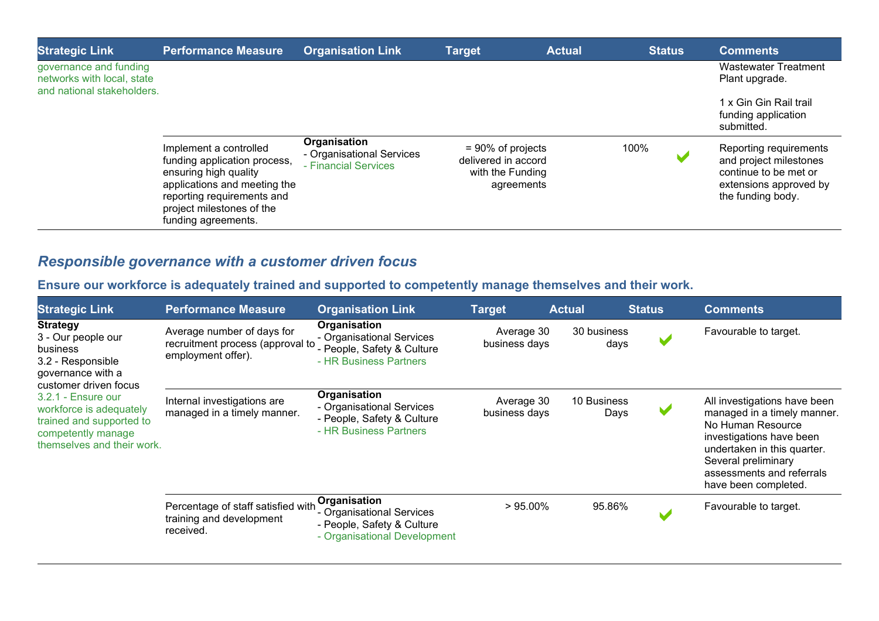| Strategic Link | Performance Measure | Organisation Link | Target | Actual | Status | Comments |
|---|---|---|---|---|---|---|
| governance and funding networks with local, state and national stakeholders. | | | | | | Wastewater Treatment Plant upgrade.<br><br>1 x Gin Gin Rail trail funding application submitted. |
| | Implement a controlled funding application process, ensuring high quality applications and meeting the reporting requirements and project milestones of the funding agreements. | **Organisation**<br>- Organisational Services<br>- Financial Services | = 90% of projects delivered in accord with the Funding agreements | 100% | ✔ | Reporting requirements and project milestones continue to be met or extensions approved by the funding body. |

## Responsible governance with a customer driven focus

### Ensure our workforce is adequately trained and supported to competently manage themselves and their work.

| Strategic Link | Performance Measure | Organisation Link | Target | Actual | Status | Comments |
|---|---|---|---|---|---|---|
| **Strategy**<br>3 - Our people our business<br>3.2 - Responsible governance with a customer driven focus<br>3.2.1 - Ensure our workforce is adequately trained and supported to competently manage themselves and their work. | Average number of days for recruitment process (approval to employment offer). | **Organisation**<br>- Organisational Services<br>- People, Safety & Culture<br>- HR Business Partners | Average 30 business days | 30 business days | ✔ | Favourable to target. |
| | Internal investigations are managed in a timely manner. | **Organisation**<br>- Organisational Services<br>- People, Safety & Culture<br>- HR Business Partners | Average 30 business days | 10 Business Days | ✔ | All investigations have been managed in a timely manner. No Human Resource investigations have been undertaken in this quarter. Several preliminary assessments and referrals have been completed. |
| | Percentage of staff satisfied with training and development received. | **Organisation**<br>- Organisational Services<br>- People, Safety & Culture<br>- Organisational Development | > 95.00% | 95.86% | ✔ | Favourable to target. |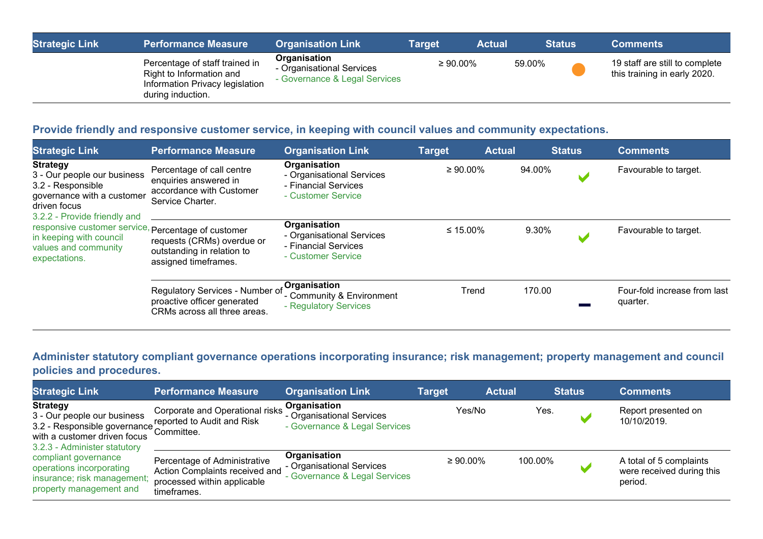| Strategic Link | Performance Measure | Organisation Link | Target | Actual | Status | Comments |
|---|---|---|---|---|---|---|
| | Percentage of staff trained in Right to Information and Information Privacy legislation during induction. | **Organisation**<br>- Organisational Services<br>- Governance & Legal Services | ≥ 90.00% | 59.00% | ● | 19 staff are still to complete this training in early 2020. |

### Provide friendly and responsive customer service, in keeping with council values and community expectations.

| Strategic Link | Performance Measure | Organisation Link | Target | Actual | Status | Comments |
|---|---|---|---|---|---|---|
| **Strategy**<br>3 - Our people our business<br>3.2 - Responsible governance with a customer driven focus<br>3.2.2 - Provide friendly and responsive customer service, in keeping with council values and community expectations. | Percentage of call centre enquiries answered in accordance with Customer Service Charter. | **Organisation**<br>- Organisational Services<br>- Financial Services<br>- Customer Service | ≥ 90.00% | 94.00% | ✔ | Favourable to target. |
| | Percentage of customer requests (CRMs) overdue or outstanding in relation to assigned timeframes. | **Organisation**<br>- Organisational Services<br>- Financial Services<br>- Customer Service | ≤ 15.00% | 9.30% | ✔ | Favourable to target. |
| | Regulatory Services - Number of proactive officer generated CRMs across all three areas. | **Organisation**<br>- Community & Environment<br>- Regulatory Services | Trend | 170.00 | ▬ | Four-fold increase from last quarter. |

### Administer statutory compliant governance operations incorporating insurance; risk management; property management and council policies and procedures.

| Strategic Link | Performance Measure | Organisation Link | Target | Actual | Status | Comments |
|---|---|---|---|---|---|---|
| **Strategy**<br>3 - Our people our business<br>3.2 - Responsible governance with a customer driven focus<br>3.2.3 - Administer statutory compliant governance operations incorporating insurance; risk management; property management and | Corporate and Operational risks reported to Audit and Risk Committee. | **Organisation**<br>- Organisational Services<br>- Governance & Legal Services | Yes/No | Yes. | ✔ | Report presented on 10/10/2019. |
| | Percentage of Administrative Action Complaints received and processed within applicable timeframes. | **Organisation**<br>- Organisational Services<br>- Governance & Legal Services | ≥ 90.00% | 100.00% | ✔ | A total of 5 complaints were received during this period. |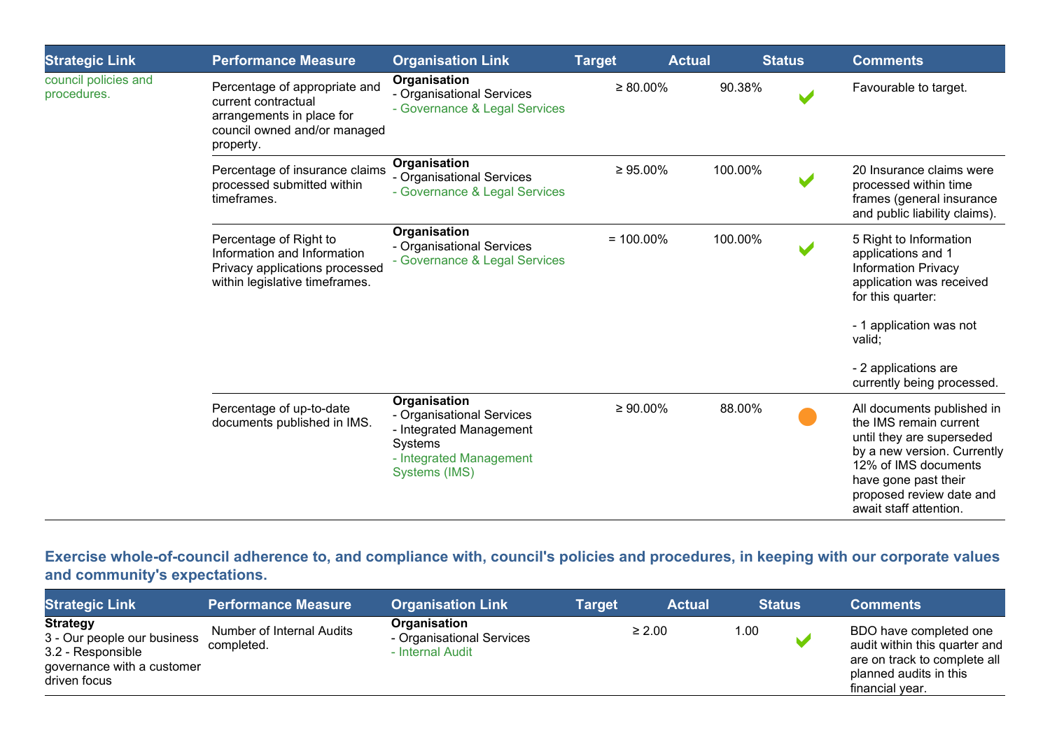| Strategic Link | Performance Measure | Organisation Link | Target | Actual | Status | Comments |
|---|---|---|---|---|---|---|
| council policies and procedures. | Percentage of appropriate and current contractual arrangements in place for council owned and/or managed property. | **Organisation**<br>- Organisational Services<br>- Governance & Legal Services | ≥ 80.00% | 90.38% | ✔ | Favourable to target. |
| | Percentage of insurance claims processed submitted within timeframes. | **Organisation**<br>- Organisational Services<br>- Governance & Legal Services | ≥ 95.00% | 100.00% | ✔ | 20 Insurance claims were processed within time frames (general insurance and public liability claims). |
| | Percentage of Right to Information and Information Privacy applications processed within legislative timeframes. | **Organisation**<br>- Organisational Services<br>- Governance & Legal Services | = 100.00% | 100.00% | ✔ | 5 Right to Information applications and 1 Information Privacy application was received for this quarter:<br><br>- 1 application was not valid;<br><br>- 2 applications are currently being processed. |
| | Percentage of up-to-date documents published in IMS. | **Organisation**<br>- Organisational Services<br>- Integrated Management Systems<br>- Integrated Management Systems (IMS) | ≥ 90.00% | 88.00% | ● | All documents published in the IMS remain current until they are superseded by a new version. Currently 12% of IMS documents have gone past their proposed review date and await staff attention. |

## Exercise whole-of-council adherence to, and compliance with, council's policies and procedures, in keeping with our corporate values and community's expectations.

| Strategic Link | Performance Measure | Organisation Link | Target | Actual | Status | Comments |
|---|---|---|---|---|---|---|
| **Strategy**<br>3 - Our people our business<br>3.2 - Responsible governance with a customer driven focus | Number of Internal Audits completed. | **Organisation**<br>- Organisational Services<br>- Internal Audit | ≥ 2.00 | 1.00 | ✔ | BDO have completed one audit within this quarter and are on track to complete all planned audits in this financial year. |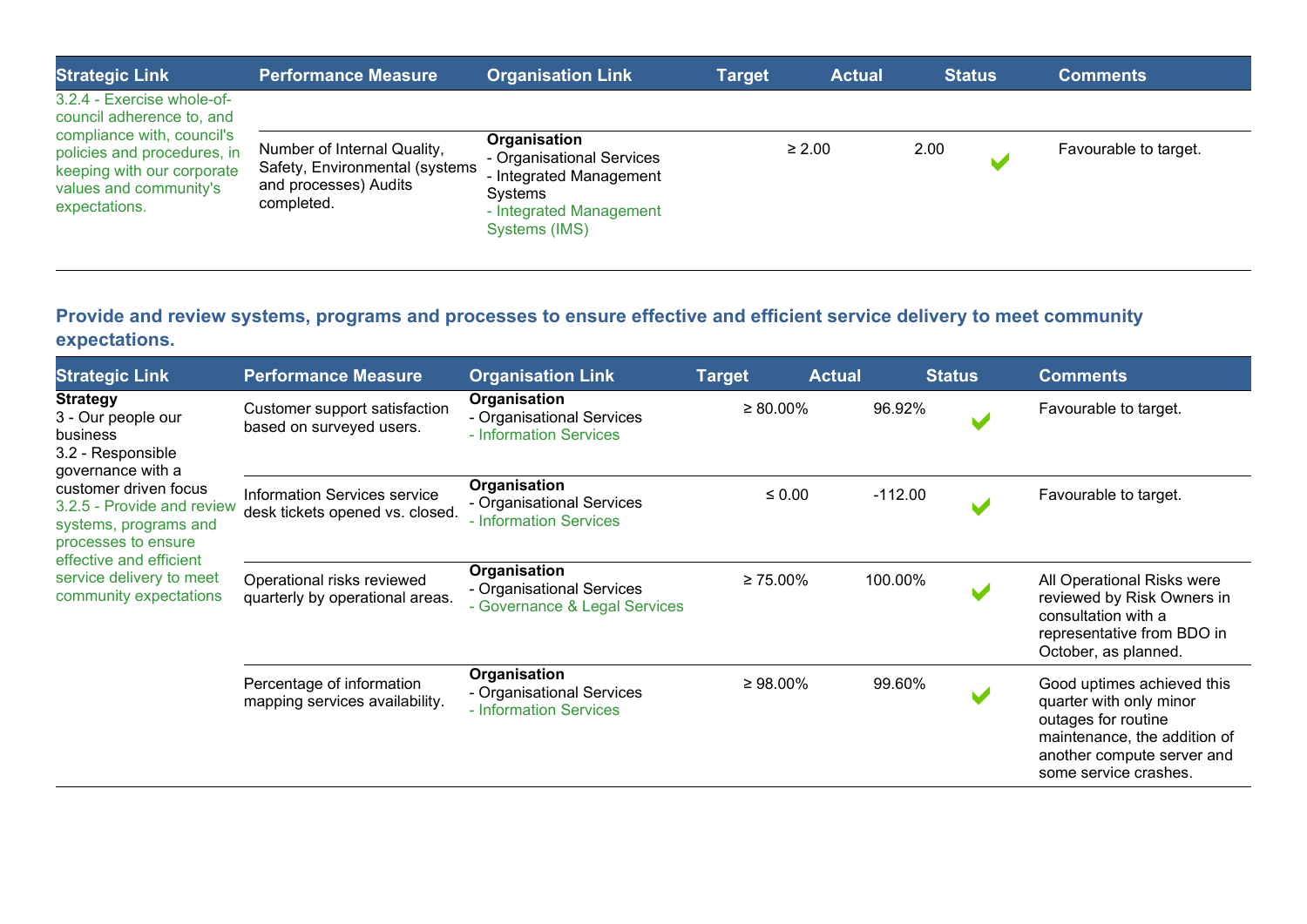| Strategic Link | Performance Measure | Organisation Link | Target | Actual | Status | Comments |
|---|---|---|---|---|---|---|
| 3.2.4 - Exercise whole-of-council adherence to, and compliance with, council's policies and procedures, in keeping with our corporate values and community's expectations. | | | | | | |
| | Number of Internal Quality, Safety, Environmental (systems and processes) Audits completed. | **Organisation**<br>- Organisational Services<br>- Integrated Management Systems<br>- Integrated Management Systems (IMS) | ≥ 2.00 | 2.00 | ✔ | Favourable to target. |

## Provide and review systems, programs and processes to ensure effective and efficient service delivery to meet community expectations.

| Strategic Link | Performance Measure | Organisation Link | Target | Actual | Status | Comments |
|---|---|---|---|---|---|---|
| **Strategy**<br>3 - Our people our business<br>3.2 - Responsible governance with a customer driven focus<br>3.2.5 - Provide and review systems, programs and processes to ensure effective and efficient service delivery to meet community expectations | Customer support satisfaction based on surveyed users. | **Organisation**<br>- Organisational Services<br>- Information Services | ≥ 80.00% | 96.92% | ✔ | Favourable to target. |
| | Information Services service desk tickets opened vs. closed. | **Organisation**<br>- Organisational Services<br>- Information Services | ≤ 0.00 | -112.00 | ✔ | Favourable to target. |
| | Operational risks reviewed quarterly by operational areas. | **Organisation**<br>- Organisational Services<br>- Governance & Legal Services | ≥ 75.00% | 100.00% | ✔ | All Operational Risks were reviewed by Risk Owners in consultation with a representative from BDO in October, as planned. |
| | Percentage of information mapping services availability. | **Organisation**<br>- Organisational Services<br>- Information Services | ≥ 98.00% | 99.60% | ✔ | Good uptimes achieved this quarter with only minor outages for routine maintenance, the addition of another compute server and some service crashes. |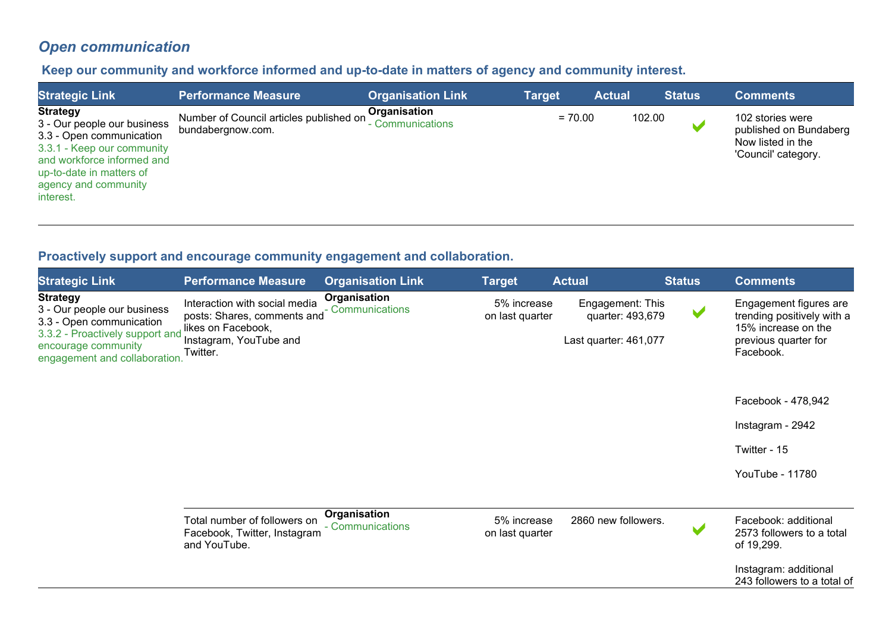## *Open communication*

### Keep our community and workforce informed and up-to-date in matters of agency and community interest.

| Strategic Link | Performance Measure | Organisation Link | Target | Actual | Status | Comments |
|---|---|---|---|---|---|---|
| **Strategy**<br>3 - Our people our business<br>3.3 - Open communication<br>3.3.1 - Keep our community and workforce informed and up-to-date in matters of agency and community interest. | Number of Council articles published on bundabergnow.com. | **Organisation**<br>- Communications | = 70.00 | 102.00 | ✔ | 102 stories were published on Bundaberg Now listed in the 'Council' category. |

### Proactively support and encourage community engagement and collaboration.

| Strategic Link | Performance Measure | Organisation Link | Target | Actual | Status | Comments |
|---|---|---|---|---|---|---|
| **Strategy**<br>3 - Our people our business<br>3.3 - Open communication<br>3.3.2 - Proactively support and encourage community engagement and collaboration. | Interaction with social media posts: Shares, comments and likes on Facebook, Instagram, YouTube and Twitter. | **Organisation**<br>- Communications | 5% increase on last quarter | Engagement: This quarter: 493,679<br><br>Last quarter: 461,077 | ✔ | Engagement figures are trending positively with a 15% increase on the previous quarter for Facebook.<br><br>Facebook - 478,942<br><br>Instagram - 2942<br><br>Twitter - 15<br><br>YouTube - 11780 |
| | Total number of followers on Facebook, Twitter, Instagram and YouTube. | **Organisation**<br>- Communications | 5% increase on last quarter | 2860 new followers. | ✔ | Facebook: additional 2573 followers to a total of 19,299.<br><br>Instagram: additional 243 followers to a total of |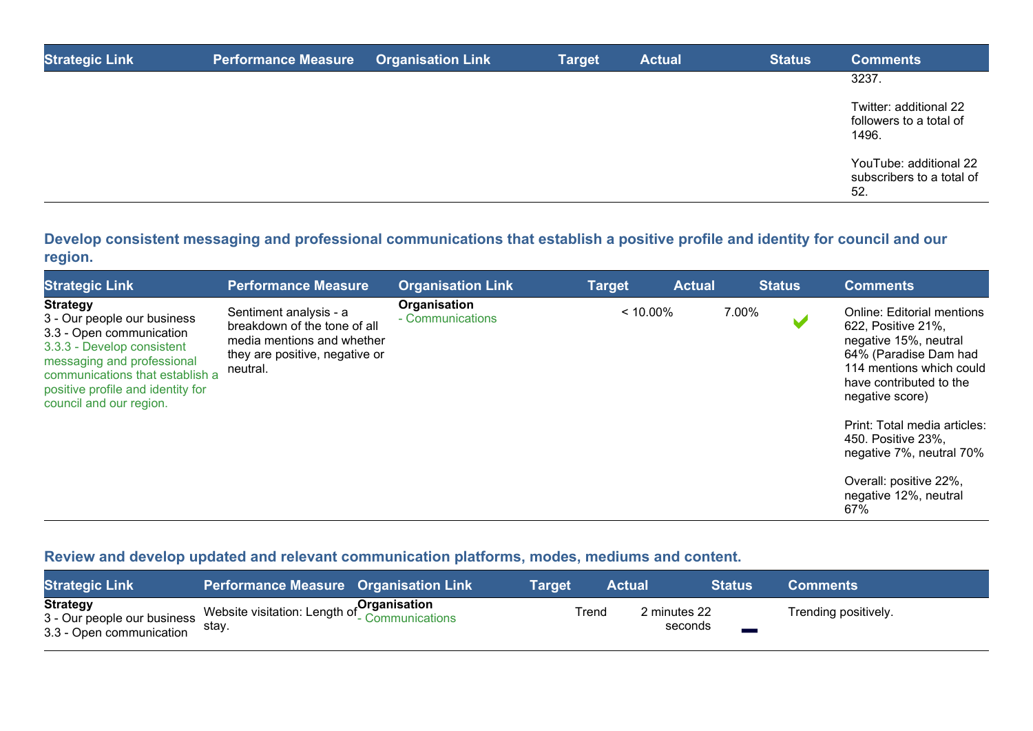| Strategic Link | Performance Measure | Organisation Link | Target | Actual | Status | Comments |
|---|---|---|---|---|---|---|
| | | | | | | 3237.<br><br>Twitter: additional 22 followers to a total of 1496.<br><br>YouTube: additional 22 subscribers to a total of 52. |

### Develop consistent messaging and professional communications that establish a positive profile and identity for council and our region.

| Strategic Link | Performance Measure | Organisation Link | Target | Actual | Status | Comments |
|---|---|---|---|---|---|---|
| **Strategy**<br>3 - Our people our business<br>3.3 - Open communication<br>3.3.3 - Develop consistent messaging and professional communications that establish a positive profile and identity for council and our region. | Sentiment analysis - a breakdown of the tone of all media mentions and whether they are positive, negative or neutral. | **Organisation**<br>- Communications | < 10.00% | 7.00% | ✔ | Online: Editorial mentions 622, Positive 21%, negative 15%, neutral 64% (Paradise Dam had 114 mentions which could have contributed to the negative score)<br><br>Print: Total media articles: 450. Positive 23%, negative 7%, neutral 70%<br><br>Overall: positive 22%, negative 12%, neutral 67% |

### Review and develop updated and relevant communication platforms, modes, mediums and content.

| Strategic Link | Performance Measure | Organisation Link | Target | Actual | Status | Comments |
|---|---|---|---|---|---|---|
| **Strategy**<br>3 - Our people our business<br>3.3 - Open communication | Website visitation: Length of stay. | **Organisation**<br>- Communications | Trend | 2 minutes 22 seconds | ▬ | Trending positively. |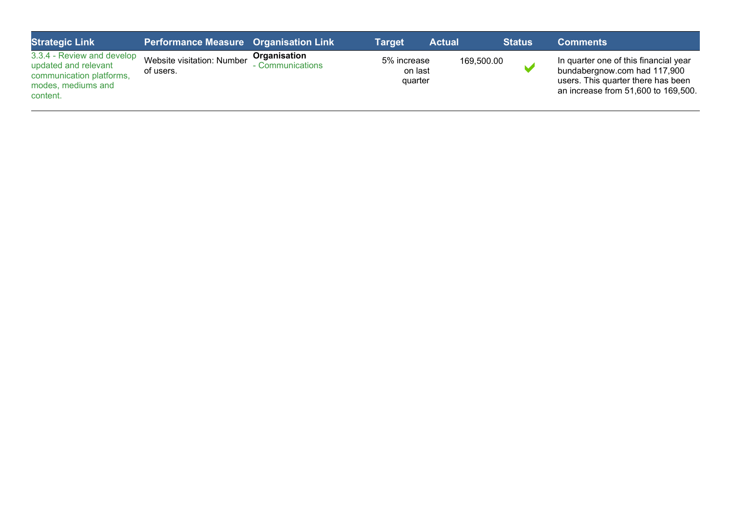| Strategic Link | Performance Measure | Organisation Link | Target | Actual | Status | Comments |
|---|---|---|---|---|---|---|
| 3.3.4 - Review and develop updated and relevant communication platforms, modes, mediums and content. | Website visitation: Number of users. | **Organisation** - Communications | 5% increase on last quarter | 169,500.00 | ✔ | In quarter one of this financial year bundabergnow.com had 117,900 users. This quarter there has been an increase from 51,600 to 169,500. |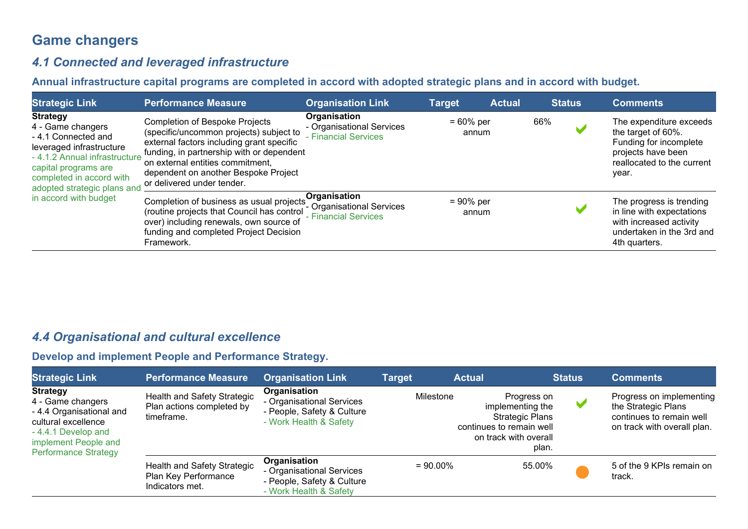# Game changers

## *4.1 Connected and leveraged infrastructure*

### Annual infrastructure capital programs are completed in accord with adopted strategic plans and in accord with budget.

| Strategic Link | Performance Measure | Organisation Link | Target | Actual | Status | Comments |
|---|---|---|---|---|---|---|
| **Strategy**<br>4 - Game changers<br>- 4.1 Connected and leveraged infrastructure<br>- 4.1.2 Annual infrastructure capital programs are completed in accord with adopted strategic plans and in accord with budget | Completion of Bespoke Projects (specific/uncommon projects) subject to external factors including grant specific funding, in partnership with or dependent on external entities commitment, dependent on another Bespoke Project or delivered under tender. | **Organisation**<br>- Organisational Services<br>- Financial Services | = 60% per annum | 66% | ✔ | The expenditure exceeds the target of 60%. Funding for incomplete projects have been reallocated to the current year. |
| | Completion of business as usual projects (routine projects that Council has control over) including renewals, own source of funding and completed Project Decision Framework. | **Organisation**<br>- Organisational Services<br>- Financial Services | = 90% per annum | | ✔ | The progress is trending in line with expectations with increased activity undertaken in the 3rd and 4th quarters. |

## *4.4 Organisational and cultural excellence*

### Develop and implement People and Performance Strategy.

| Strategic Link | Performance Measure | Organisation Link | Target | Actual | Status | Comments |
|---|---|---|---|---|---|---|
| **Strategy**<br>4 - Game changers<br>- 4.4 Organisational and cultural excellence<br>- 4.4.1 Develop and implement People and Performance Strategy | Health and Safety Strategic Plan actions completed by timeframe. | **Organisation**<br>- Organisational Services<br>- People, Safety & Culture<br>- Work Health & Safety | Milestone | Progress on implementing the Strategic Plans continues to remain well on track with overall plan. | ✔ | Progress on implementing the Strategic Plans continues to remain well on track with overall plan. |
| | Health and Safety Strategic Plan Key Performance Indicators met. | **Organisation**<br>- Organisational Services<br>- People, Safety & Culture<br>- Work Health & Safety | = 90.00% | 55.00% | ● | 5 of the 9 KPIs remain on track. |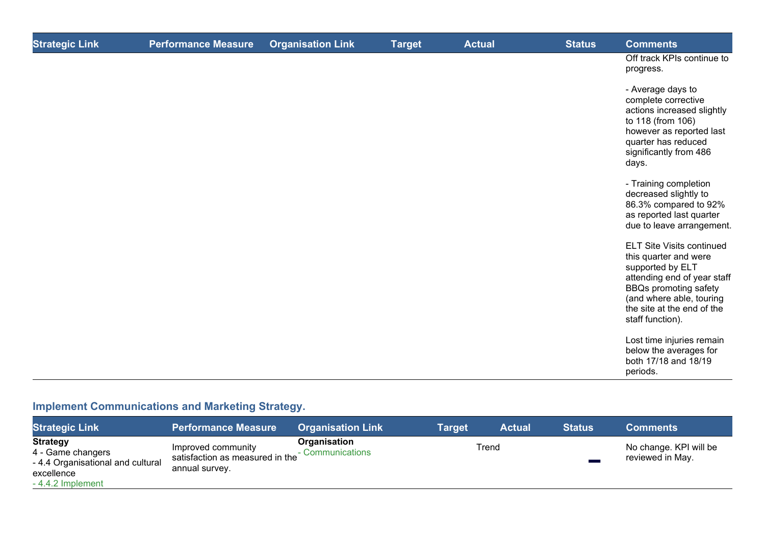| Strategic Link | Performance Measure | Organisation Link | Target | Actual | Status | Comments |
| --- | --- | --- | --- | --- | --- | --- |
| | | | | | | Off track KPIs continue to progress.<br><br>- Average days to complete corrective actions increased slightly to 118 (from 106) however as reported last quarter has reduced significantly from 486 days.<br><br>- Training completion decreased slightly to 86.3% compared to 92% as reported last quarter due to leave arrangement.<br><br>ELT Site Visits continued this quarter and were supported by ELT attending end of year staff BBQs promoting safety (and where able, touring the site at the end of the staff function).<br><br>Lost time injuries remain below the averages for both 17/18 and 18/19 periods. |

### Implement Communications and Marketing Strategy.

| Strategic Link | Performance Measure | Organisation Link | Target | Actual | Status | Comments |
| --- | --- | --- | --- | --- | --- | --- |
| **Strategy**<br>4 - Game changers<br>- 4.4 Organisational and cultural excellence<br>- 4.4.2 Implement | Improved community satisfaction as measured in the annual survey. | **Organisation**<br>- Communications | | Trend | — | No change. KPI will be reviewed in May. |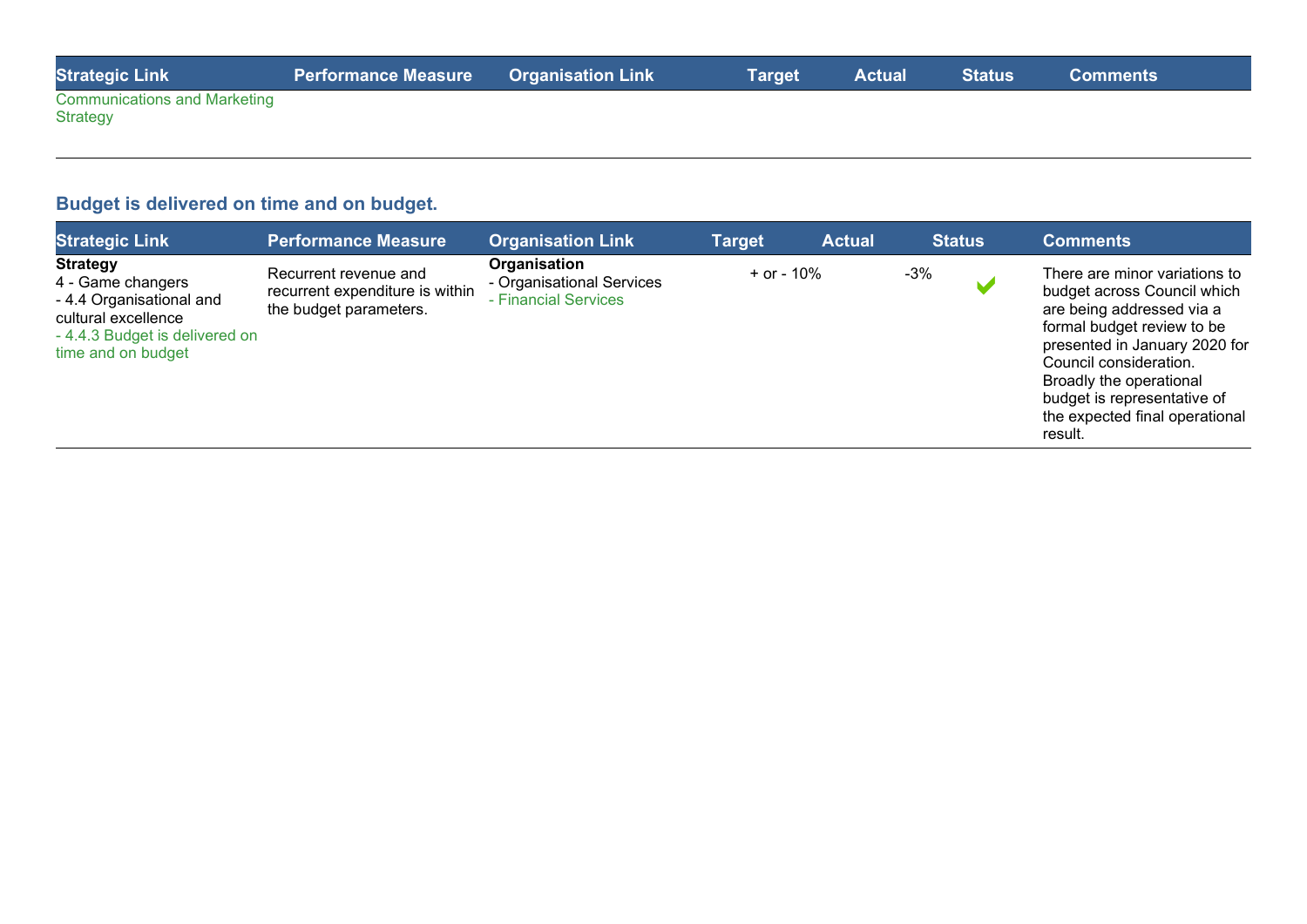| Strategic Link | Performance Measure | Organisation Link | Target | Actual | Status | Comments |
|---|---|---|---|---|---|---|
| Communications and Marketing Strategy | | | | | | |

### Budget is delivered on time and on budget.

| Strategic Link | Performance Measure | Organisation Link | Target | Actual | Status | Comments |
|---|---|---|---|---|---|---|
| **Strategy**<br>4 - Game changers<br>- 4.4 Organisational and cultural excellence<br>- 4.4.3 Budget is delivered on time and on budget | Recurrent revenue and recurrent expenditure is within the budget parameters. | **Organisation**<br>- Organisational Services<br>- Financial Services | + or - 10% | -3% | ✔ | There are minor variations to budget across Council which are being addressed via a formal budget review to be presented in January 2020 for Council consideration. Broadly the operational budget is representative of the expected final operational result. |